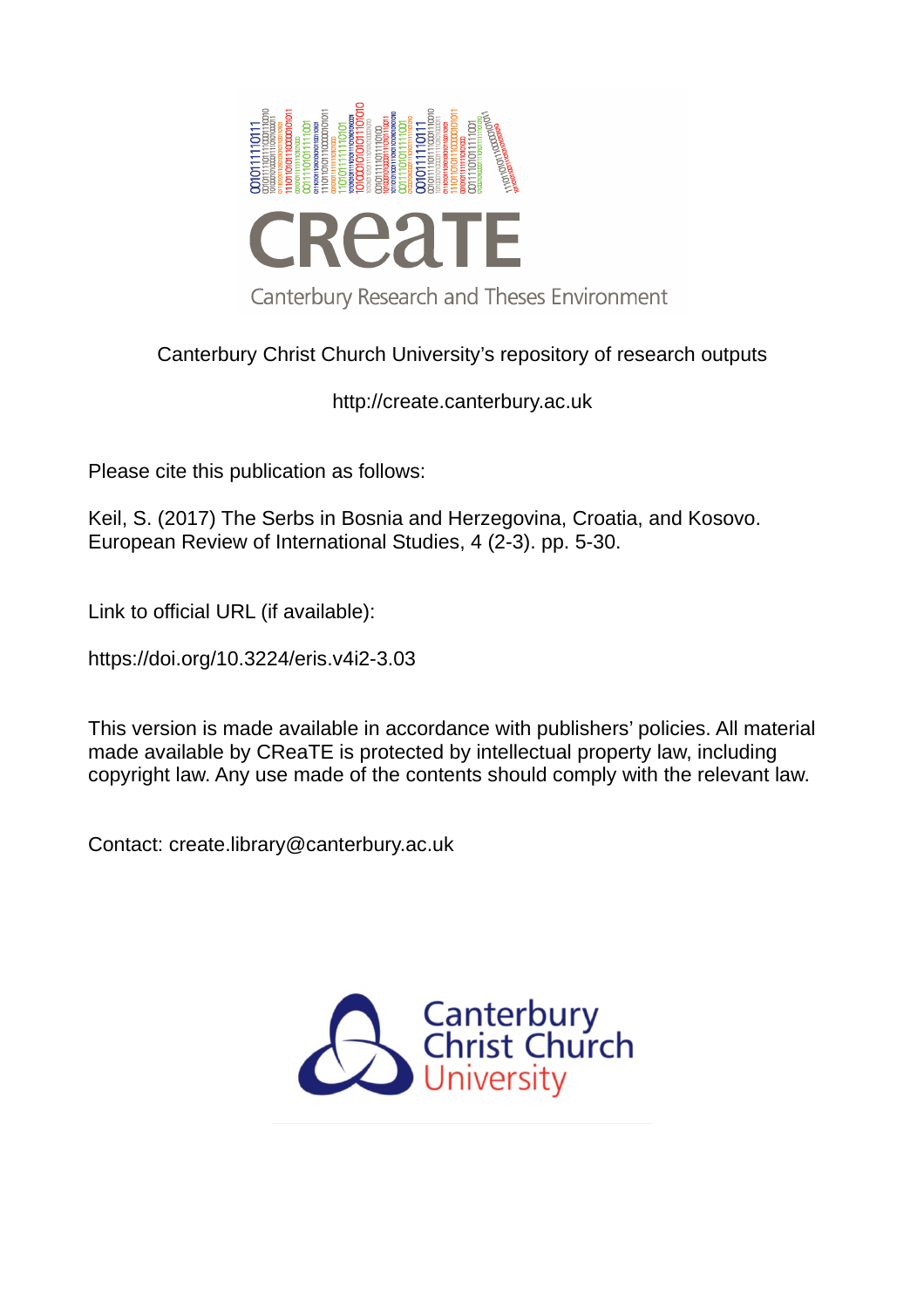Canterbury Christ Church University's repository of research outputs

http://create.canterbury.ac.uk

Please cite this publication as follows:

Keil, S. (2017) The Serbs in Bosnia and Herzegovina, Croatia, and Kosovo. European Review of International Studies, 4 (2-3). pp. 5-30.

Link to official URL (if available):

https://doi.org/10.3224/eris.v4i2-3.03

This version is made available in accordance with publishers' policies. All material made available by CReaTE is protected by intellectual property law, including copyright law. Any use made of the contents should comply with the relevant law.

Contact: create.library@canterbury.ac.uk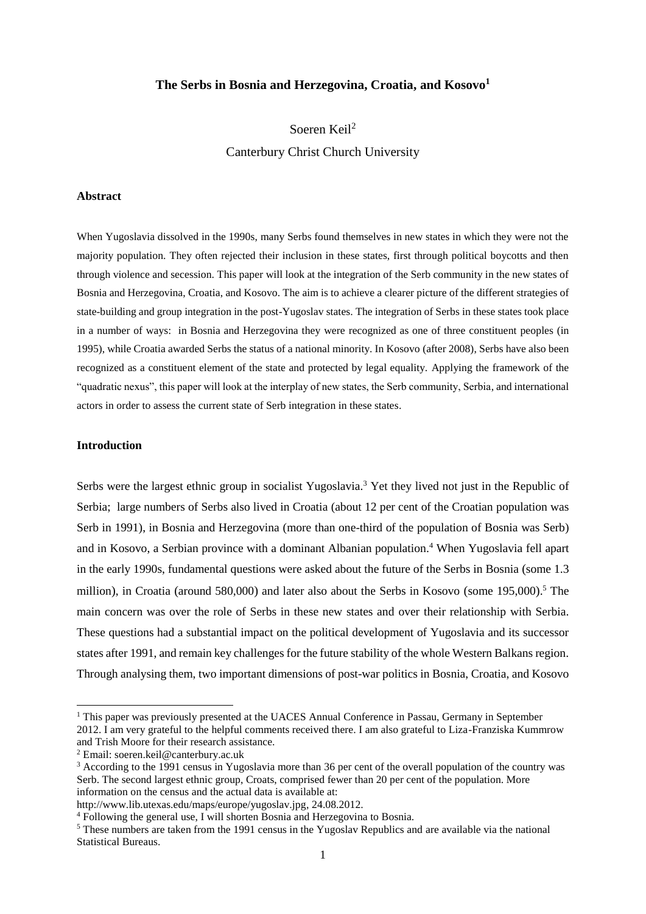**The Serbs in Bosnia and Herzegovina, Croatia, and Kosovo**[1]

Soeren Keil[2]

Canterbury Christ Church University

**Abstract**

When Yugoslavia dissolved in the 1990s, many Serbs found themselves in new states in which they were not the majority population. They often rejected their inclusion in these states, first through political boycotts and then through violence and secession. This paper will look at the integration of the Serb community in the new states of Bosnia and Herzegovina, Croatia, and Kosovo. The aim is to achieve a clearer picture of the different strategies of state-building and group integration in the post-Yugoslav states. The integration of Serbs in these states took place in a number of ways: in Bosnia and Herzegovina they were recognized as one of three constituent peoples (in 1995), while Croatia awarded Serbs the status of a national minority. In Kosovo (after 2008), Serbs have also been recognized as a constituent element of the state and protected by legal equality. Applying the framework of the "quadratic nexus", this paper will look at the interplay of new states, the Serb community, Serbia, and international actors in order to assess the current state of Serb integration in these states.

**Introduction**

Serbs were the largest ethnic group in socialist Yugoslavia.[3] Yet they lived not just in the Republic of Serbia; large numbers of Serbs also lived in Croatia (about 12 per cent of the Croatian population was Serb in 1991), in Bosnia and Herzegovina (more than one-third of the population of Bosnia was Serb) and in Kosovo, a Serbian province with a dominant Albanian population.[4] When Yugoslavia fell apart in the early 1990s, fundamental questions were asked about the future of the Serbs in Bosnia (some 1.3 million), in Croatia (around 580,000) and later also about the Serbs in Kosovo (some 195,000).[5] The main concern was over the role of Serbs in these new states and over their relationship with Serbia. These questions had a substantial impact on the political development of Yugoslavia and its successor states after 1991, and remain key challenges for the future stability of the whole Western Balkans region. Through analysing them, two important dimensions of post-war politics in Bosnia, Croatia, and Kosovo

---

[1] This paper was previously presented at the UACES Annual Conference in Passau, Germany in September 2012. I am very grateful to the helpful comments received there. I am also grateful to Liza-Franziska Kummrow and Trish Moore for their research assistance.

[2] Email: soeren.keil@canterbury.ac.uk

[3] According to the 1991 census in Yugoslavia more than 36 per cent of the overall population of the country was Serb. The second largest ethnic group, Croats, comprised fewer than 20 per cent of the population. More information on the census and the actual data is available at: http://www.lib.utexas.edu/maps/europe/yugoslav.jpg, 24.08.2012.

[4] Following the general use, I will shorten Bosnia and Herzegovina to Bosnia.

[5] These numbers are taken from the 1991 census in the Yugoslav Republics and are available via the national Statistical Bureaus.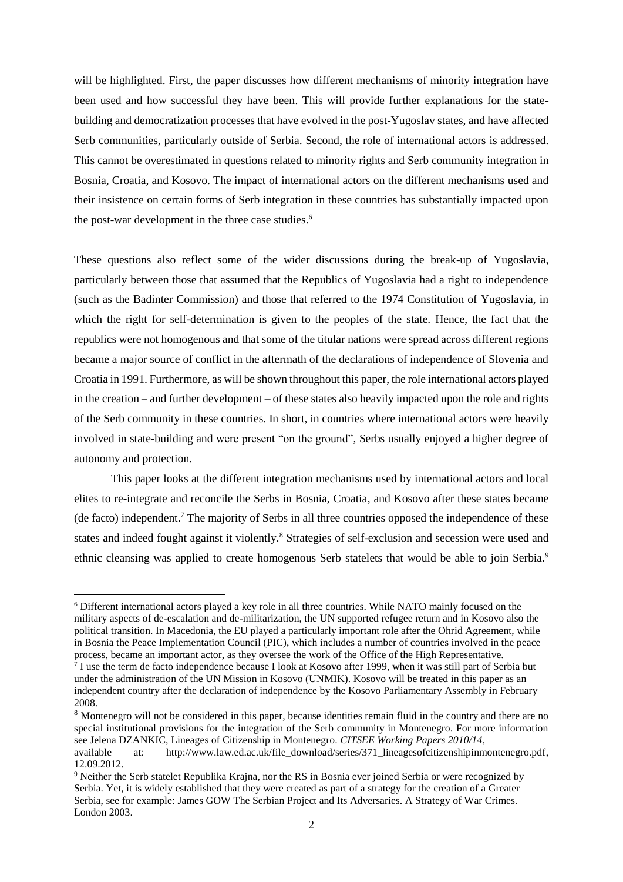will be highlighted. First, the paper discusses how different mechanisms of minority integration have been used and how successful they have been. This will provide further explanations for the state-building and democratization processes that have evolved in the post-Yugoslav states, and have affected Serb communities, particularly outside of Serbia. Second, the role of international actors is addressed. This cannot be overestimated in questions related to minority rights and Serb community integration in Bosnia, Croatia, and Kosovo. The impact of international actors on the different mechanisms used and their insistence on certain forms of Serb integration in these countries has substantially impacted upon the post-war development in the three case studies.[6]

These questions also reflect some of the wider discussions during the break-up of Yugoslavia, particularly between those that assumed that the Republics of Yugoslavia had a right to independence (such as the Badinter Commission) and those that referred to the 1974 Constitution of Yugoslavia, in which the right for self-determination is given to the peoples of the state. Hence, the fact that the republics were not homogenous and that some of the titular nations were spread across different regions became a major source of conflict in the aftermath of the declarations of independence of Slovenia and Croatia in 1991. Furthermore, as will be shown throughout this paper, the role international actors played in the creation – and further development – of these states also heavily impacted upon the role and rights of the Serb community in these countries. In short, in countries where international actors were heavily involved in state-building and were present "on the ground", Serbs usually enjoyed a higher degree of autonomy and protection.

This paper looks at the different integration mechanisms used by international actors and local elites to re-integrate and reconcile the Serbs in Bosnia, Croatia, and Kosovo after these states became (de facto) independent.[7] The majority of Serbs in all three countries opposed the independence of these states and indeed fought against it violently.[8] Strategies of self-exclusion and secession were used and ethnic cleansing was applied to create homogenous Serb statelets that would be able to join Serbia.[9]

---

[6] Different international actors played a key role in all three countries. While NATO mainly focused on the military aspects of de-escalation and de-militarization, the UN supported refugee return and in Kosovo also the political transition. In Macedonia, the EU played a particularly important role after the Ohrid Agreement, while in Bosnia the Peace Implementation Council (PIC), which includes a number of countries involved in the peace process, became an important actor, as they oversee the work of the Office of the High Representative.

[7] I use the term de facto independence because I look at Kosovo after 1999, when it was still part of Serbia but under the administration of the UN Mission in Kosovo (UNMIK). Kosovo will be treated in this paper as an independent country after the declaration of independence by the Kosovo Parliamentary Assembly in February 2008.

[8] Montenegro will not be considered in this paper, because identities remain fluid in the country and there are no special institutional provisions for the integration of the Serb community in Montenegro. For more information see Jelena DZANKIC, Lineages of Citizenship in Montenegro. *CITSEE Working Papers 2010/14*, available at: http://www.law.ed.ac.uk/file_download/series/371_lineagesofcitizenshipinmontenegro.pdf, 12.09.2012.

[9] Neither the Serb statelet Republika Krajna, nor the RS in Bosnia ever joined Serbia or were recognized by Serbia. Yet, it is widely established that they were created as part of a strategy for the creation of a Greater Serbia, see for example: James GOW The Serbian Project and Its Adversaries. A Strategy of War Crimes. London 2003.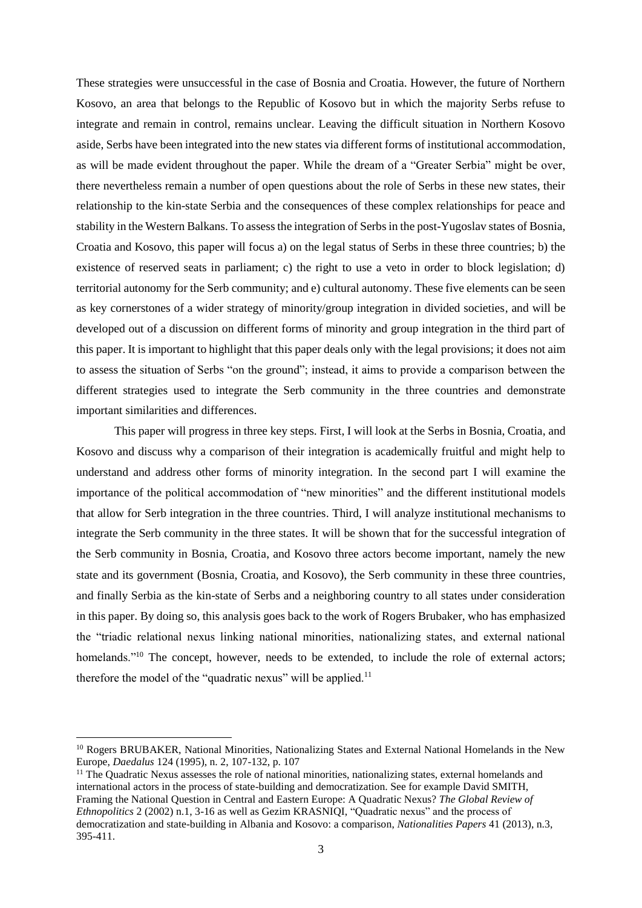These strategies were unsuccessful in the case of Bosnia and Croatia. However, the future of Northern Kosovo, an area that belongs to the Republic of Kosovo but in which the majority Serbs refuse to integrate and remain in control, remains unclear. Leaving the difficult situation in Northern Kosovo aside, Serbs have been integrated into the new states via different forms of institutional accommodation, as will be made evident throughout the paper. While the dream of a "Greater Serbia" might be over, there nevertheless remain a number of open questions about the role of Serbs in these new states, their relationship to the kin-state Serbia and the consequences of these complex relationships for peace and stability in the Western Balkans. To assess the integration of Serbs in the post-Yugoslav states of Bosnia, Croatia and Kosovo, this paper will focus a) on the legal status of Serbs in these three countries; b) the existence of reserved seats in parliament; c) the right to use a veto in order to block legislation; d) territorial autonomy for the Serb community; and e) cultural autonomy. These five elements can be seen as key cornerstones of a wider strategy of minority/group integration in divided societies, and will be developed out of a discussion on different forms of minority and group integration in the third part of this paper. It is important to highlight that this paper deals only with the legal provisions; it does not aim to assess the situation of Serbs "on the ground"; instead, it aims to provide a comparison between the different strategies used to integrate the Serb community in the three countries and demonstrate important similarities and differences.

This paper will progress in three key steps. First, I will look at the Serbs in Bosnia, Croatia, and Kosovo and discuss why a comparison of their integration is academically fruitful and might help to understand and address other forms of minority integration. In the second part I will examine the importance of the political accommodation of "new minorities" and the different institutional models that allow for Serb integration in the three countries. Third, I will analyze institutional mechanisms to integrate the Serb community in the three states. It will be shown that for the successful integration of the Serb community in Bosnia, Croatia, and Kosovo three actors become important, namely the new state and its government (Bosnia, Croatia, and Kosovo), the Serb community in these three countries, and finally Serbia as the kin-state of Serbs and a neighboring country to all states under consideration in this paper. By doing so, this analysis goes back to the work of Rogers Brubaker, who has emphasized the "triadic relational nexus linking national minorities, nationalizing states, and external national homelands."[10] The concept, however, needs to be extended, to include the role of external actors; therefore the model of the "quadratic nexus" will be applied.[11]

[10] Rogers BRUBAKER, National Minorities, Nationalizing States and External National Homelands in the New Europe, *Daedalus* 124 (1995), n. 2, 107-132, p. 107

[11] The Quadratic Nexus assesses the role of national minorities, nationalizing states, external homelands and international actors in the process of state-building and democratization. See for example David SMITH, Framing the National Question in Central and Eastern Europe: A Quadratic Nexus? *The Global Review of Ethnopolitics* 2 (2002) n.1, 3-16 as well as Gezim KRASNIQI, "Quadratic nexus" and the process of democratization and state-building in Albania and Kosovo: a comparison, *Nationalities Papers* 41 (2013), n.3, 395-411.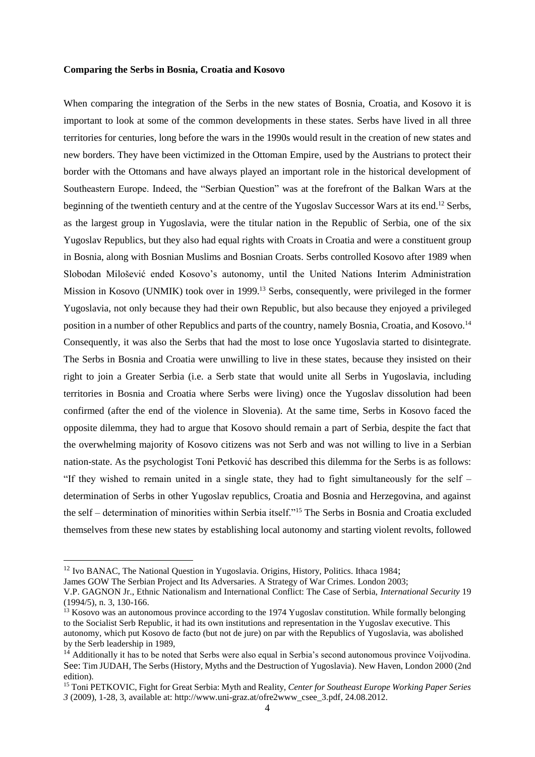**Comparing the Serbs in Bosnia, Croatia and Kosovo**

When comparing the integration of the Serbs in the new states of Bosnia, Croatia, and Kosovo it is important to look at some of the common developments in these states. Serbs have lived in all three territories for centuries, long before the wars in the 1990s would result in the creation of new states and new borders. They have been victimized in the Ottoman Empire, used by the Austrians to protect their border with the Ottomans and have always played an important role in the historical development of Southeastern Europe. Indeed, the "Serbian Question" was at the forefront of the Balkan Wars at the beginning of the twentieth century and at the centre of the Yugoslav Successor Wars at its end.[12] Serbs, as the largest group in Yugoslavia, were the titular nation in the Republic of Serbia, one of the six Yugoslav Republics, but they also had equal rights with Croats in Croatia and were a constituent group in Bosnia, along with Bosnian Muslims and Bosnian Croats. Serbs controlled Kosovo after 1989 when Slobodan Milošević ended Kosovo's autonomy, until the United Nations Interim Administration Mission in Kosovo (UNMIK) took over in 1999.[13] Serbs, consequently, were privileged in the former Yugoslavia, not only because they had their own Republic, but also because they enjoyed a privileged position in a number of other Republics and parts of the country, namely Bosnia, Croatia, and Kosovo.[14] Consequently, it was also the Serbs that had the most to lose once Yugoslavia started to disintegrate. The Serbs in Bosnia and Croatia were unwilling to live in these states, because they insisted on their right to join a Greater Serbia (i.e. a Serb state that would unite all Serbs in Yugoslavia, including territories in Bosnia and Croatia where Serbs were living) once the Yugoslav dissolution had been confirmed (after the end of the violence in Slovenia). At the same time, Serbs in Kosovo faced the opposite dilemma, they had to argue that Kosovo should remain a part of Serbia, despite the fact that the overwhelming majority of Kosovo citizens was not Serb and was not willing to live in a Serbian nation-state. As the psychologist Toni Petković has described this dilemma for the Serbs is as follows: "If they wished to remain united in a single state, they had to fight simultaneously for the self – determination of Serbs in other Yugoslav republics, Croatia and Bosnia and Herzegovina, and against the self – determination of minorities within Serbia itself."[15] The Serbs in Bosnia and Croatia excluded themselves from these new states by establishing local autonomy and starting violent revolts, followed

[12] Ivo BANAC, The National Question in Yugoslavia. Origins, History, Politics. Ithaca 1984; James GOW The Serbian Project and Its Adversaries. A Strategy of War Crimes. London 2003; V.P. GAGNON Jr., Ethnic Nationalism and International Conflict: The Case of Serbia, *International Security* 19 (1994/5), n. 3, 130-166.

[13] Kosovo was an autonomous province according to the 1974 Yugoslav constitution. While formally belonging to the Socialist Serb Republic, it had its own institutions and representation in the Yugoslav executive. This autonomy, which put Kosovo de facto (but not de jure) on par with the Republics of Yugoslavia, was abolished by the Serb leadership in 1989,

[14] Additionally it has to be noted that Serbs were also equal in Serbia's second autonomous province Voijvodina. See: Tim JUDAH, The Serbs (History, Myths and the Destruction of Yugoslavia). New Haven, London 2000 (2nd edition).

[15] Toni PETKOVIC, Fight for Great Serbia: Myth and Reality, *Center for Southeast Europe Working Paper Series 3* (2009), 1-28, 3, available at: http://www.uni-graz.at/ofre2www_csee_3.pdf, 24.08.2012.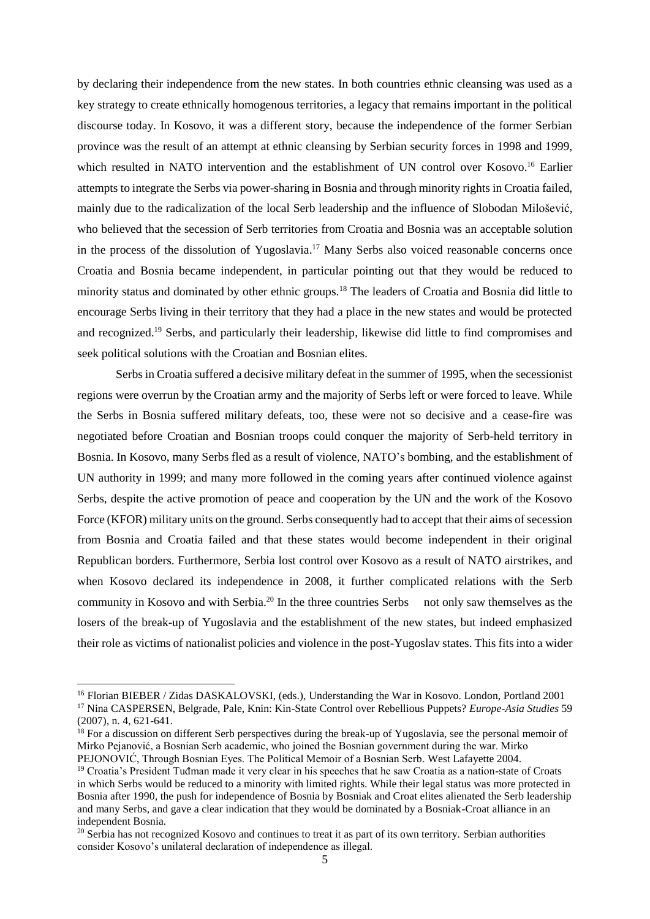by declaring their independence from the new states. In both countries ethnic cleansing was used as a key strategy to create ethnically homogenous territories, a legacy that remains important in the political discourse today. In Kosovo, it was a different story, because the independence of the former Serbian province was the result of an attempt at ethnic cleansing by Serbian security forces in 1998 and 1999, which resulted in NATO intervention and the establishment of UN control over Kosovo.[16] Earlier attempts to integrate the Serbs via power-sharing in Bosnia and through minority rights in Croatia failed, mainly due to the radicalization of the local Serb leadership and the influence of Slobodan Milošević, who believed that the secession of Serb territories from Croatia and Bosnia was an acceptable solution in the process of the dissolution of Yugoslavia.[17] Many Serbs also voiced reasonable concerns once Croatia and Bosnia became independent, in particular pointing out that they would be reduced to minority status and dominated by other ethnic groups.[18] The leaders of Croatia and Bosnia did little to encourage Serbs living in their territory that they had a place in the new states and would be protected and recognized.[19] Serbs, and particularly their leadership, likewise did little to find compromises and seek political solutions with the Croatian and Bosnian elites.

Serbs in Croatia suffered a decisive military defeat in the summer of 1995, when the secessionist regions were overrun by the Croatian army and the majority of Serbs left or were forced to leave. While the Serbs in Bosnia suffered military defeats, too, these were not so decisive and a cease-fire was negotiated before Croatian and Bosnian troops could conquer the majority of Serb-held territory in Bosnia. In Kosovo, many Serbs fled as a result of violence, NATO's bombing, and the establishment of UN authority in 1999; and many more followed in the coming years after continued violence against Serbs, despite the active promotion of peace and cooperation by the UN and the work of the Kosovo Force (KFOR) military units on the ground. Serbs consequently had to accept that their aims of secession from Bosnia and Croatia failed and that these states would become independent in their original Republican borders. Furthermore, Serbia lost control over Kosovo as a result of NATO airstrikes, and when Kosovo declared its independence in 2008, it further complicated relations with the Serb community in Kosovo and with Serbia.[20] In the three countries Serbs not only saw themselves as the losers of the break-up of Yugoslavia and the establishment of the new states, but indeed emphasized their role as victims of nationalist policies and violence in the post-Yugoslav states. This fits into a wider

---

[16] Florian BIEBER / Zidas DASKALOVSKI, (eds.), Understanding the War in Kosovo. London, Portland 2001

[17] Nina CASPERSEN, Belgrade, Pale, Knin: Kin-State Control over Rebellious Puppets? *Europe-Asia Studies* 59 (2007), n. 4, 621-641.

[18] For a discussion on different Serb perspectives during the break-up of Yugoslavia, see the personal memoir of Mirko Pejanović, a Bosnian Serb academic, who joined the Bosnian government during the war. Mirko PEJONOVIĆ, Through Bosnian Eyes. The Political Memoir of a Bosnian Serb. West Lafayette 2004.

[19] Croatia's President Tuđman made it very clear in his speeches that he saw Croatia as a nation-state of Croats in which Serbs would be reduced to a minority with limited rights. While their legal status was more protected in Bosnia after 1990, the push for independence of Bosnia by Bosniak and Croat elites alienated the Serb leadership and many Serbs, and gave a clear indication that they would be dominated by a Bosniak-Croat alliance in an independent Bosnia.

[20] Serbia has not recognized Kosovo and continues to treat it as part of its own territory. Serbian authorities consider Kosovo's unilateral declaration of independence as illegal.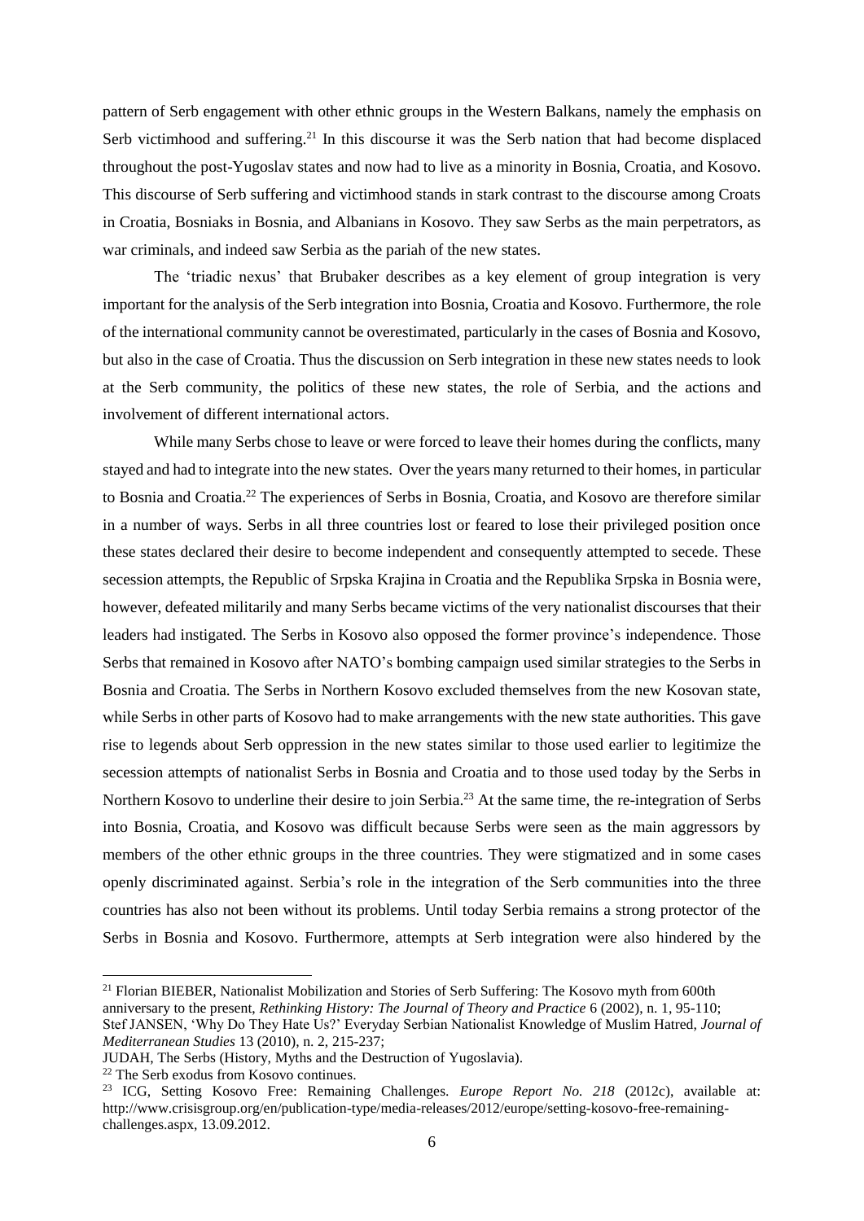pattern of Serb engagement with other ethnic groups in the Western Balkans, namely the emphasis on Serb victimhood and suffering.[21] In this discourse it was the Serb nation that had become displaced throughout the post-Yugoslav states and now had to live as a minority in Bosnia, Croatia, and Kosovo. This discourse of Serb suffering and victimhood stands in stark contrast to the discourse among Croats in Croatia, Bosniaks in Bosnia, and Albanians in Kosovo. They saw Serbs as the main perpetrators, as war criminals, and indeed saw Serbia as the pariah of the new states.

The 'triadic nexus' that Brubaker describes as a key element of group integration is very important for the analysis of the Serb integration into Bosnia, Croatia and Kosovo. Furthermore, the role of the international community cannot be overestimated, particularly in the cases of Bosnia and Kosovo, but also in the case of Croatia. Thus the discussion on Serb integration in these new states needs to look at the Serb community, the politics of these new states, the role of Serbia, and the actions and involvement of different international actors.

While many Serbs chose to leave or were forced to leave their homes during the conflicts, many stayed and had to integrate into the new states. Over the years many returned to their homes, in particular to Bosnia and Croatia.[22] The experiences of Serbs in Bosnia, Croatia, and Kosovo are therefore similar in a number of ways. Serbs in all three countries lost or feared to lose their privileged position once these states declared their desire to become independent and consequently attempted to secede. These secession attempts, the Republic of Srpska Krajina in Croatia and the Republika Srpska in Bosnia were, however, defeated militarily and many Serbs became victims of the very nationalist discourses that their leaders had instigated. The Serbs in Kosovo also opposed the former province's independence. Those Serbs that remained in Kosovo after NATO's bombing campaign used similar strategies to the Serbs in Bosnia and Croatia. The Serbs in Northern Kosovo excluded themselves from the new Kosovan state, while Serbs in other parts of Kosovo had to make arrangements with the new state authorities. This gave rise to legends about Serb oppression in the new states similar to those used earlier to legitimize the secession attempts of nationalist Serbs in Bosnia and Croatia and to those used today by the Serbs in Northern Kosovo to underline their desire to join Serbia.[23] At the same time, the re-integration of Serbs into Bosnia, Croatia, and Kosovo was difficult because Serbs were seen as the main aggressors by members of the other ethnic groups in the three countries. They were stigmatized and in some cases openly discriminated against. Serbia's role in the integration of the Serb communities into the three countries has also not been without its problems. Until today Serbia remains a strong protector of the Serbs in Bosnia and Kosovo. Furthermore, attempts at Serb integration were also hindered by the

---

[21] Florian BIEBER, Nationalist Mobilization and Stories of Serb Suffering: The Kosovo myth from 600th anniversary to the present, *Rethinking History: The Journal of Theory and Practice* 6 (2002), n. 1, 95-110; Stef JANSEN, 'Why Do They Hate Us?' Everyday Serbian Nationalist Knowledge of Muslim Hatred, *Journal of Mediterranean Studies* 13 (2010), n. 2, 215-237;
JUDAH, The Serbs (History, Myths and the Destruction of Yugoslavia).

[22] The Serb exodus from Kosovo continues.

[23] ICG, Setting Kosovo Free: Remaining Challenges. *Europe Report No. 218* (2012c), available at: http://www.crisisgroup.org/en/publication-type/media-releases/2012/europe/setting-kosovo-free-remaining-challenges.aspx, 13.09.2012.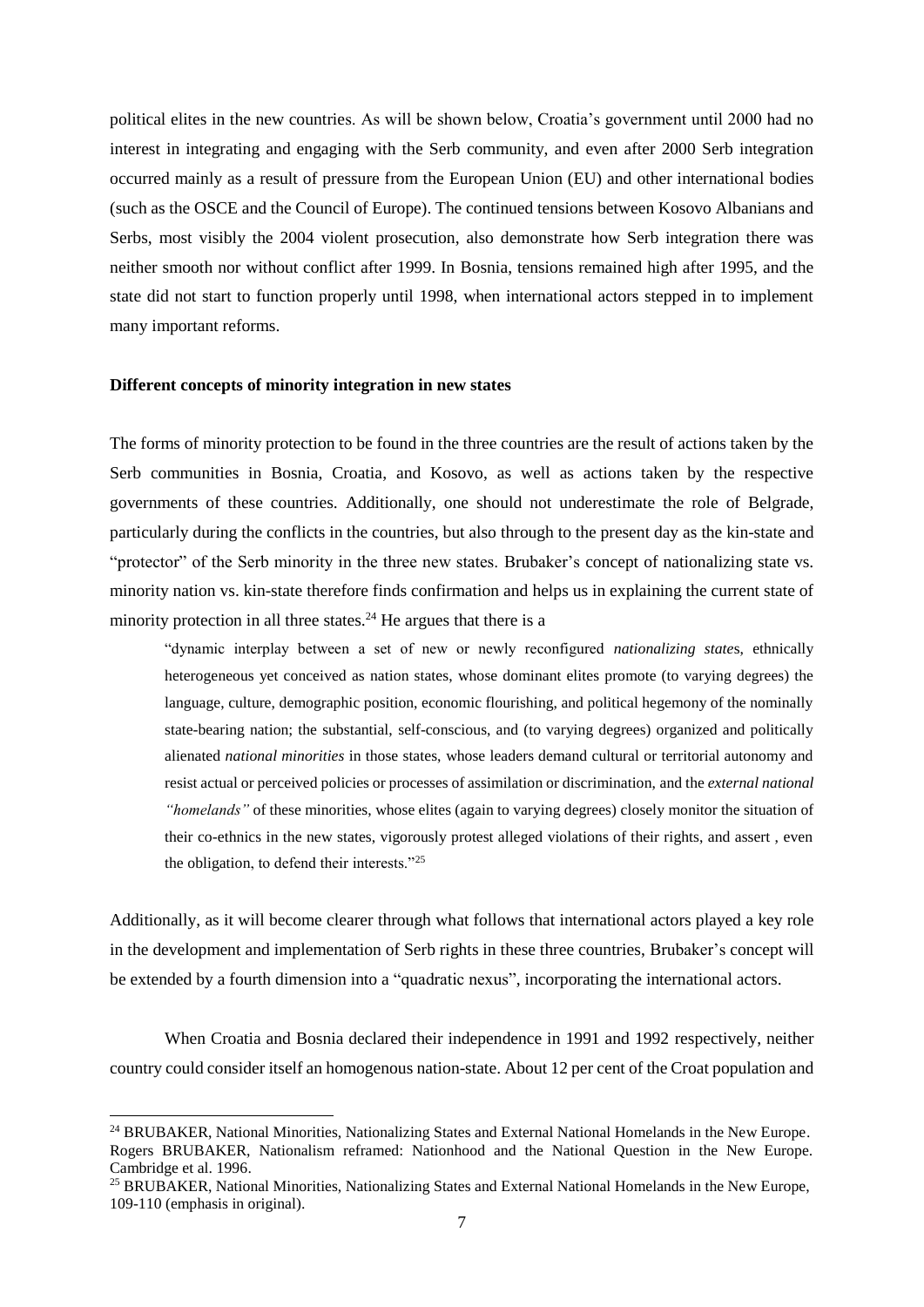political elites in the new countries. As will be shown below, Croatia's government until 2000 had no interest in integrating and engaging with the Serb community, and even after 2000 Serb integration occurred mainly as a result of pressure from the European Union (EU) and other international bodies (such as the OSCE and the Council of Europe). The continued tensions between Kosovo Albanians and Serbs, most visibly the 2004 violent prosecution, also demonstrate how Serb integration there was neither smooth nor without conflict after 1999. In Bosnia, tensions remained high after 1995, and the state did not start to function properly until 1998, when international actors stepped in to implement many important reforms.

**Different concepts of minority integration in new states**

The forms of minority protection to be found in the three countries are the result of actions taken by the Serb communities in Bosnia, Croatia, and Kosovo, as well as actions taken by the respective governments of these countries. Additionally, one should not underestimate the role of Belgrade, particularly during the conflicts in the countries, but also through to the present day as the kin-state and "protector" of the Serb minority in the three new states. Brubaker's concept of nationalizing state vs. minority nation vs. kin-state therefore finds confirmation and helps us in explaining the current state of minority protection in all three states.[24] He argues that there is a

> "dynamic interplay between a set of new or newly reconfigured *nationalizing state*s, ethnically heterogeneous yet conceived as nation states, whose dominant elites promote (to varying degrees) the language, culture, demographic position, economic flourishing, and political hegemony of the nominally state-bearing nation; the substantial, self-conscious, and (to varying degrees) organized and politically alienated *national minorities* in those states, whose leaders demand cultural or territorial autonomy and resist actual or perceived policies or processes of assimilation or discrimination, and the *external national "homelands"* of these minorities, whose elites (again to varying degrees) closely monitor the situation of their co-ethnics in the new states, vigorously protest alleged violations of their rights, and assert , even the obligation, to defend their interests."[25]

Additionally, as it will become clearer through what follows that international actors played a key role in the development and implementation of Serb rights in these three countries, Brubaker's concept will be extended by a fourth dimension into a "quadratic nexus", incorporating the international actors.

When Croatia and Bosnia declared their independence in 1991 and 1992 respectively, neither country could consider itself an homogenous nation-state. About 12 per cent of the Croat population and

---

[24] BRUBAKER, National Minorities, Nationalizing States and External National Homelands in the New Europe. Rogers BRUBAKER, Nationalism reframed: Nationhood and the National Question in the New Europe. Cambridge et al. 1996.

[25] BRUBAKER, National Minorities, Nationalizing States and External National Homelands in the New Europe, 109-110 (emphasis in original).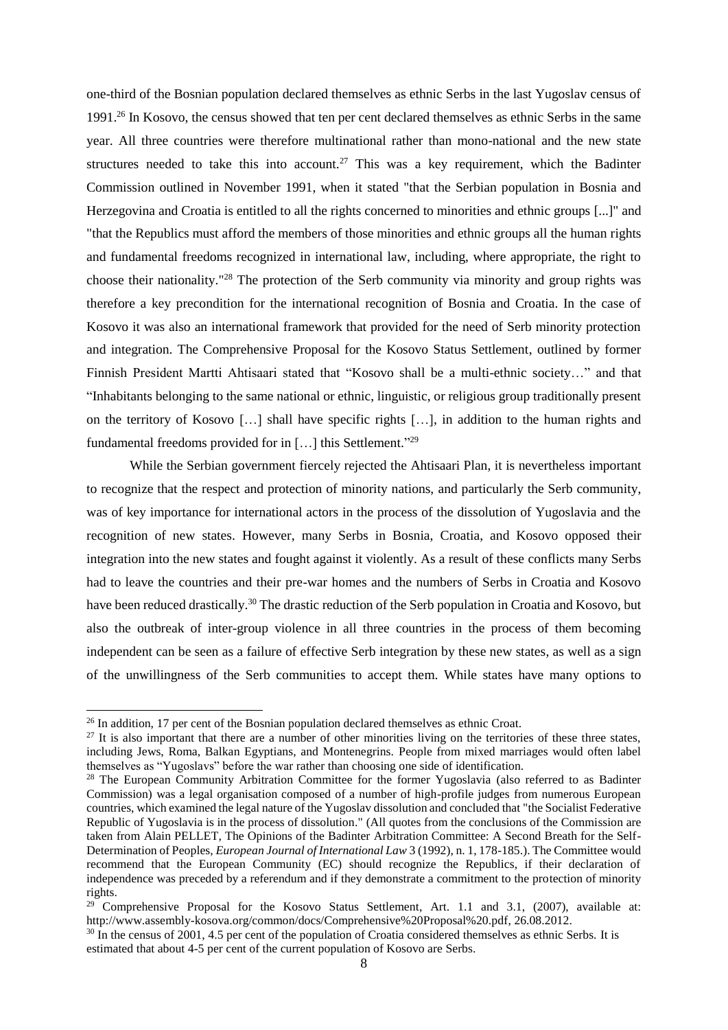one-third of the Bosnian population declared themselves as ethnic Serbs in the last Yugoslav census of 1991.[26] In Kosovo, the census showed that ten per cent declared themselves as ethnic Serbs in the same year. All three countries were therefore multinational rather than mono-national and the new state structures needed to take this into account.[27] This was a key requirement, which the Badinter Commission outlined in November 1991, when it stated "that the Serbian population in Bosnia and Herzegovina and Croatia is entitled to all the rights concerned to minorities and ethnic groups [...]" and "that the Republics must afford the members of those minorities and ethnic groups all the human rights and fundamental freedoms recognized in international law, including, where appropriate, the right to choose their nationality."[28] The protection of the Serb community via minority and group rights was therefore a key precondition for the international recognition of Bosnia and Croatia. In the case of Kosovo it was also an international framework that provided for the need of Serb minority protection and integration. The Comprehensive Proposal for the Kosovo Status Settlement, outlined by former Finnish President Martti Ahtisaari stated that "Kosovo shall be a multi-ethnic society…" and that "Inhabitants belonging to the same national or ethnic, linguistic, or religious group traditionally present on the territory of Kosovo […] shall have specific rights […], in addition to the human rights and fundamental freedoms provided for in […] this Settlement."[29]

While the Serbian government fiercely rejected the Ahtisaari Plan, it is nevertheless important to recognize that the respect and protection of minority nations, and particularly the Serb community, was of key importance for international actors in the process of the dissolution of Yugoslavia and the recognition of new states. However, many Serbs in Bosnia, Croatia, and Kosovo opposed their integration into the new states and fought against it violently. As a result of these conflicts many Serbs had to leave the countries and their pre-war homes and the numbers of Serbs in Croatia and Kosovo have been reduced drastically.[30] The drastic reduction of the Serb population in Croatia and Kosovo, but also the outbreak of inter-group violence in all three countries in the process of them becoming independent can be seen as a failure of effective Serb integration by these new states, as well as a sign of the unwillingness of the Serb communities to accept them. While states have many options to

---

[26] In addition, 17 per cent of the Bosnian population declared themselves as ethnic Croat.

[27] It is also important that there are a number of other minorities living on the territories of these three states, including Jews, Roma, Balkan Egyptians, and Montenegrins. People from mixed marriages would often label themselves as "Yugoslavs" before the war rather than choosing one side of identification.

[28] The European Community Arbitration Committee for the former Yugoslavia (also referred to as Badinter Commission) was a legal organisation composed of a number of high-profile judges from numerous European countries, which examined the legal nature of the Yugoslav dissolution and concluded that "the Socialist Federative Republic of Yugoslavia is in the process of dissolution." (All quotes from the conclusions of the Commission are taken from Alain PELLET, The Opinions of the Badinter Arbitration Committee: A Second Breath for the Self-Determination of Peoples, *European Journal of International Law* 3 (1992), n. 1, 178-185.). The Committee would recommend that the European Community (EC) should recognize the Republics, if their declaration of independence was preceded by a referendum and if they demonstrate a commitment to the protection of minority rights.

[29] Comprehensive Proposal for the Kosovo Status Settlement, Art. 1.1 and 3.1, (2007), available at: http://www.assembly-kosova.org/common/docs/Comprehensive%20Proposal%20.pdf, 26.08.2012.

[30] In the census of 2001, 4.5 per cent of the population of Croatia considered themselves as ethnic Serbs. It is estimated that about 4-5 per cent of the current population of Kosovo are Serbs.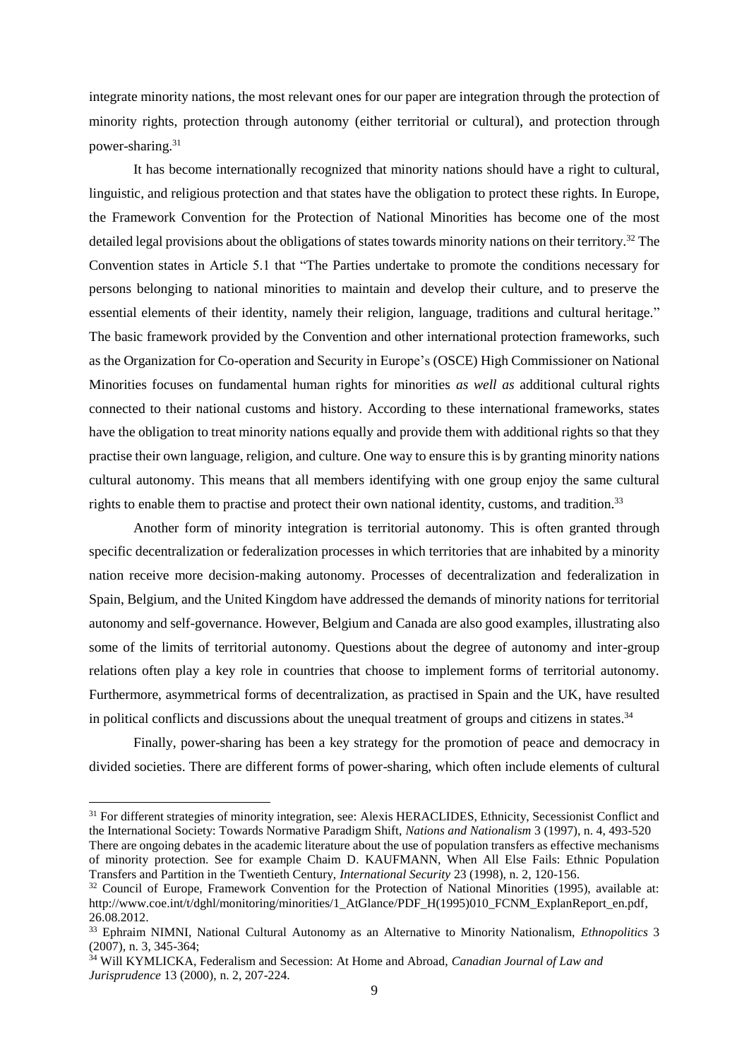integrate minority nations, the most relevant ones for our paper are integration through the protection of minority rights, protection through autonomy (either territorial or cultural), and protection through power-sharing.[31]

It has become internationally recognized that minority nations should have a right to cultural, linguistic, and religious protection and that states have the obligation to protect these rights. In Europe, the Framework Convention for the Protection of National Minorities has become one of the most detailed legal provisions about the obligations of states towards minority nations on their territory.[32] The Convention states in Article 5.1 that "The Parties undertake to promote the conditions necessary for persons belonging to national minorities to maintain and develop their culture, and to preserve the essential elements of their identity, namely their religion, language, traditions and cultural heritage." The basic framework provided by the Convention and other international protection frameworks, such as the Organization for Co-operation and Security in Europe's (OSCE) High Commissioner on National Minorities focuses on fundamental human rights for minorities *as well as* additional cultural rights connected to their national customs and history. According to these international frameworks, states have the obligation to treat minority nations equally and provide them with additional rights so that they practise their own language, religion, and culture. One way to ensure this is by granting minority nations cultural autonomy. This means that all members identifying with one group enjoy the same cultural rights to enable them to practise and protect their own national identity, customs, and tradition.[33]

Another form of minority integration is territorial autonomy. This is often granted through specific decentralization or federalization processes in which territories that are inhabited by a minority nation receive more decision-making autonomy. Processes of decentralization and federalization in Spain, Belgium, and the United Kingdom have addressed the demands of minority nations for territorial autonomy and self-governance. However, Belgium and Canada are also good examples, illustrating also some of the limits of territorial autonomy. Questions about the degree of autonomy and inter-group relations often play a key role in countries that choose to implement forms of territorial autonomy. Furthermore, asymmetrical forms of decentralization, as practised in Spain and the UK, have resulted in political conflicts and discussions about the unequal treatment of groups and citizens in states.[34]

Finally, power-sharing has been a key strategy for the promotion of peace and democracy in divided societies. There are different forms of power-sharing, which often include elements of cultural

---

[31] For different strategies of minority integration, see: Alexis HERACLIDES, Ethnicity, Secessionist Conflict and the International Society: Towards Normative Paradigm Shift, *Nations and Nationalism* 3 (1997), n. 4, 493-520 There are ongoing debates in the academic literature about the use of population transfers as effective mechanisms of minority protection. See for example Chaim D. KAUFMANN, When All Else Fails: Ethnic Population Transfers and Partition in the Twentieth Century, *International Security* 23 (1998), n. 2, 120-156.

[32] Council of Europe, Framework Convention for the Protection of National Minorities (1995), available at: http://www.coe.int/t/dghl/monitoring/minorities/1_AtGlance/PDF_H(1995)010_FCNM_ExplanReport_en.pdf, 26.08.2012.

[33] Ephraim NIMNI, National Cultural Autonomy as an Alternative to Minority Nationalism, *Ethnopolitics* 3 (2007), n. 3, 345-364;

[34] Will KYMLICKA, Federalism and Secession: At Home and Abroad, *Canadian Journal of Law and Jurisprudence* 13 (2000), n. 2, 207-224.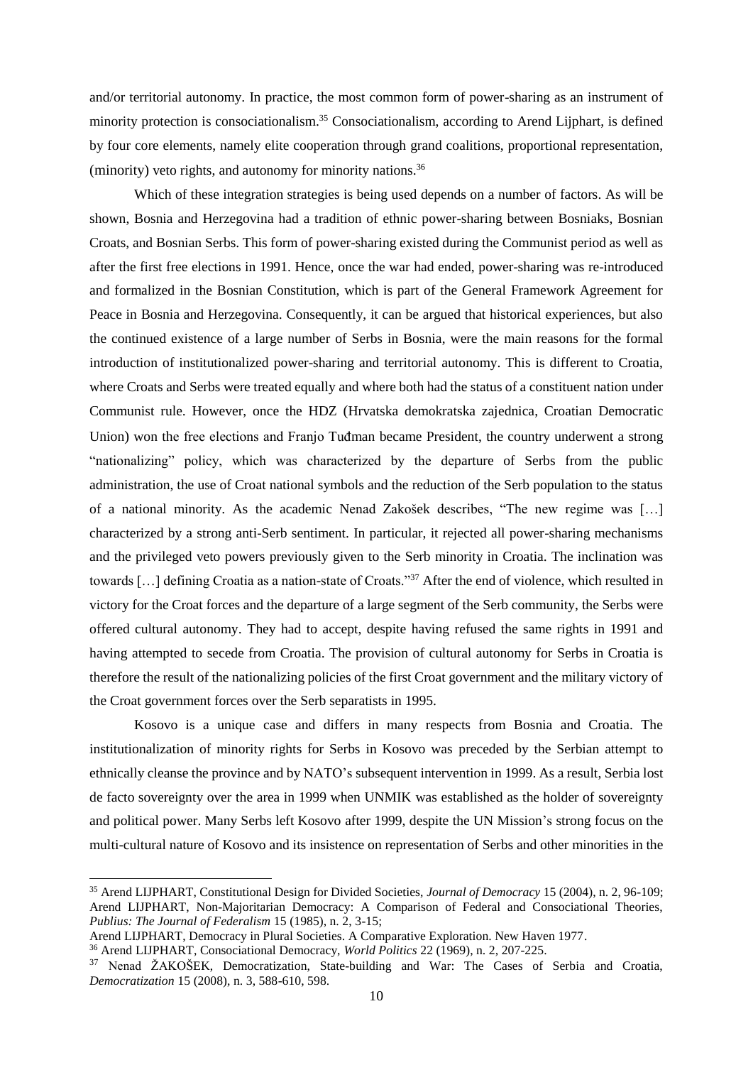and/or territorial autonomy. In practice, the most common form of power-sharing as an instrument of minority protection is consociationalism.[35] Consociationalism, according to Arend Lijphart, is defined by four core elements, namely elite cooperation through grand coalitions, proportional representation, (minority) veto rights, and autonomy for minority nations.[36]

Which of these integration strategies is being used depends on a number of factors. As will be shown, Bosnia and Herzegovina had a tradition of ethnic power-sharing between Bosniaks, Bosnian Croats, and Bosnian Serbs. This form of power-sharing existed during the Communist period as well as after the first free elections in 1991. Hence, once the war had ended, power-sharing was re-introduced and formalized in the Bosnian Constitution, which is part of the General Framework Agreement for Peace in Bosnia and Herzegovina. Consequently, it can be argued that historical experiences, but also the continued existence of a large number of Serbs in Bosnia, were the main reasons for the formal introduction of institutionalized power-sharing and territorial autonomy. This is different to Croatia, where Croats and Serbs were treated equally and where both had the status of a constituent nation under Communist rule. However, once the HDZ (Hrvatska demokratska zajednica, Croatian Democratic Union) won the free elections and Franjo Tuđman became President, the country underwent a strong "nationalizing" policy, which was characterized by the departure of Serbs from the public administration, the use of Croat national symbols and the reduction of the Serb population to the status of a national minority. As the academic Nenad Zakošek describes, "The new regime was […] characterized by a strong anti-Serb sentiment. In particular, it rejected all power-sharing mechanisms and the privileged veto powers previously given to the Serb minority in Croatia. The inclination was towards […] defining Croatia as a nation-state of Croats."[37] After the end of violence, which resulted in victory for the Croat forces and the departure of a large segment of the Serb community, the Serbs were offered cultural autonomy. They had to accept, despite having refused the same rights in 1991 and having attempted to secede from Croatia. The provision of cultural autonomy for Serbs in Croatia is therefore the result of the nationalizing policies of the first Croat government and the military victory of the Croat government forces over the Serb separatists in 1995.

Kosovo is a unique case and differs in many respects from Bosnia and Croatia. The institutionalization of minority rights for Serbs in Kosovo was preceded by the Serbian attempt to ethnically cleanse the province and by NATO's subsequent intervention in 1999. As a result, Serbia lost de facto sovereignty over the area in 1999 when UNMIK was established as the holder of sovereignty and political power. Many Serbs left Kosovo after 1999, despite the UN Mission's strong focus on the multi-cultural nature of Kosovo and its insistence on representation of Serbs and other minorities in the

---

[35] Arend LIJPHART, Constitutional Design for Divided Societies, *Journal of Democracy* 15 (2004), n. 2, 96-109; Arend LIJPHART, Non-Majoritarian Democracy: A Comparison of Federal and Consociational Theories, *Publius: The Journal of Federalism* 15 (1985), n. 2, 3-15;
Arend LIJPHART, Democracy in Plural Societies. A Comparative Exploration. New Haven 1977.

[36] Arend LIJPHART, Consociational Democracy, *World Politics* 22 (1969), n. 2, 207-225.

[37] Nenad ŽAKOŠEK, Democratization, State-building and War: The Cases of Serbia and Croatia, *Democratization* 15 (2008), n. 3, 588-610, 598.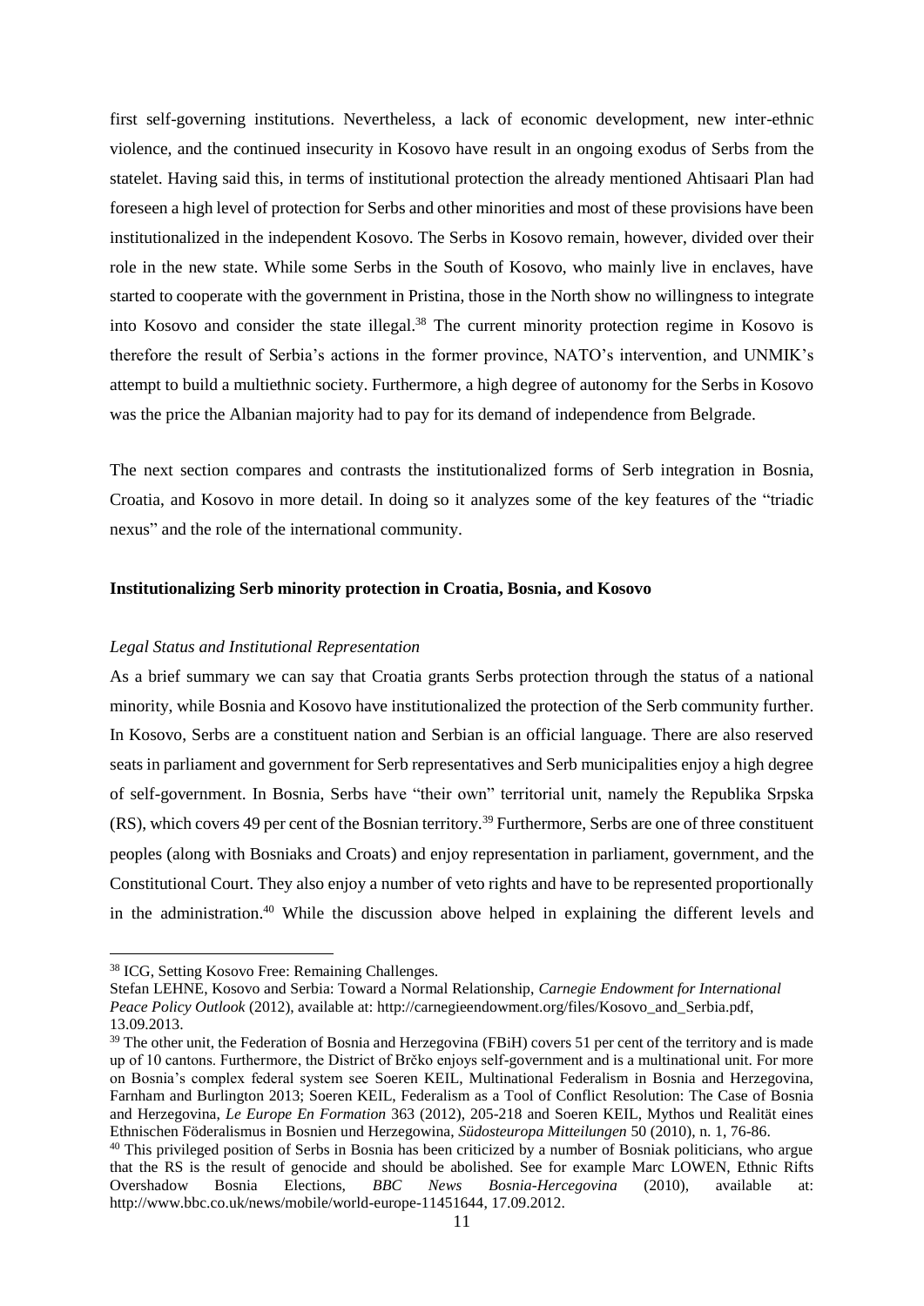first self-governing institutions. Nevertheless, a lack of economic development, new inter-ethnic violence, and the continued insecurity in Kosovo have result in an ongoing exodus of Serbs from the statelet. Having said this, in terms of institutional protection the already mentioned Ahtisaari Plan had foreseen a high level of protection for Serbs and other minorities and most of these provisions have been institutionalized in the independent Kosovo. The Serbs in Kosovo remain, however, divided over their role in the new state. While some Serbs in the South of Kosovo, who mainly live in enclaves, have started to cooperate with the government in Pristina, those in the North show no willingness to integrate into Kosovo and consider the state illegal.[38] The current minority protection regime in Kosovo is therefore the result of Serbia's actions in the former province, NATO's intervention, and UNMIK's attempt to build a multiethnic society. Furthermore, a high degree of autonomy for the Serbs in Kosovo was the price the Albanian majority had to pay for its demand of independence from Belgrade.

The next section compares and contrasts the institutionalized forms of Serb integration in Bosnia, Croatia, and Kosovo in more detail. In doing so it analyzes some of the key features of the "triadic nexus" and the role of the international community.

**Institutionalizing Serb minority protection in Croatia, Bosnia, and Kosovo**

*Legal Status and Institutional Representation*

As a brief summary we can say that Croatia grants Serbs protection through the status of a national minority, while Bosnia and Kosovo have institutionalized the protection of the Serb community further. In Kosovo, Serbs are a constituent nation and Serbian is an official language. There are also reserved seats in parliament and government for Serb representatives and Serb municipalities enjoy a high degree of self-government. In Bosnia, Serbs have "their own" territorial unit, namely the Republika Srpska (RS), which covers 49 per cent of the Bosnian territory.[39] Furthermore, Serbs are one of three constituent peoples (along with Bosniaks and Croats) and enjoy representation in parliament, government, and the Constitutional Court. They also enjoy a number of veto rights and have to be represented proportionally in the administration.[40] While the discussion above helped in explaining the different levels and

---

[38] ICG, Setting Kosovo Free: Remaining Challenges.
Stefan LEHNE, Kosovo and Serbia: Toward a Normal Relationship, *Carnegie Endowment for International Peace Policy Outlook* (2012), available at: http://carnegieendowment.org/files/Kosovo_and_Serbia.pdf, 13.09.2013.

[39] The other unit, the Federation of Bosnia and Herzegovina (FBiH) covers 51 per cent of the territory and is made up of 10 cantons. Furthermore, the District of Brčko enjoys self-government and is a multinational unit. For more on Bosnia's complex federal system see Soeren KEIL, Multinational Federalism in Bosnia and Herzegovina, Farnham and Burlington 2013; Soeren KEIL, Federalism as a Tool of Conflict Resolution: The Case of Bosnia and Herzegovina, *Le Europe En Formation* 363 (2012), 205-218 and Soeren KEIL, Mythos und Realität eines Ethnischen Föderalismus in Bosnien und Herzegowina, *Südosteuropa Mitteilungen* 50 (2010), n. 1, 76-86.

[40] This privileged position of Serbs in Bosnia has been criticized by a number of Bosniak politicians, who argue that the RS is the result of genocide and should be abolished. See for example Marc LOWEN, Ethnic Rifts Overshadow Bosnia Elections, *BBC News Bosnia-Hercegovina* (2010), available at: http://www.bbc.co.uk/news/mobile/world-europe-11451644, 17.09.2012.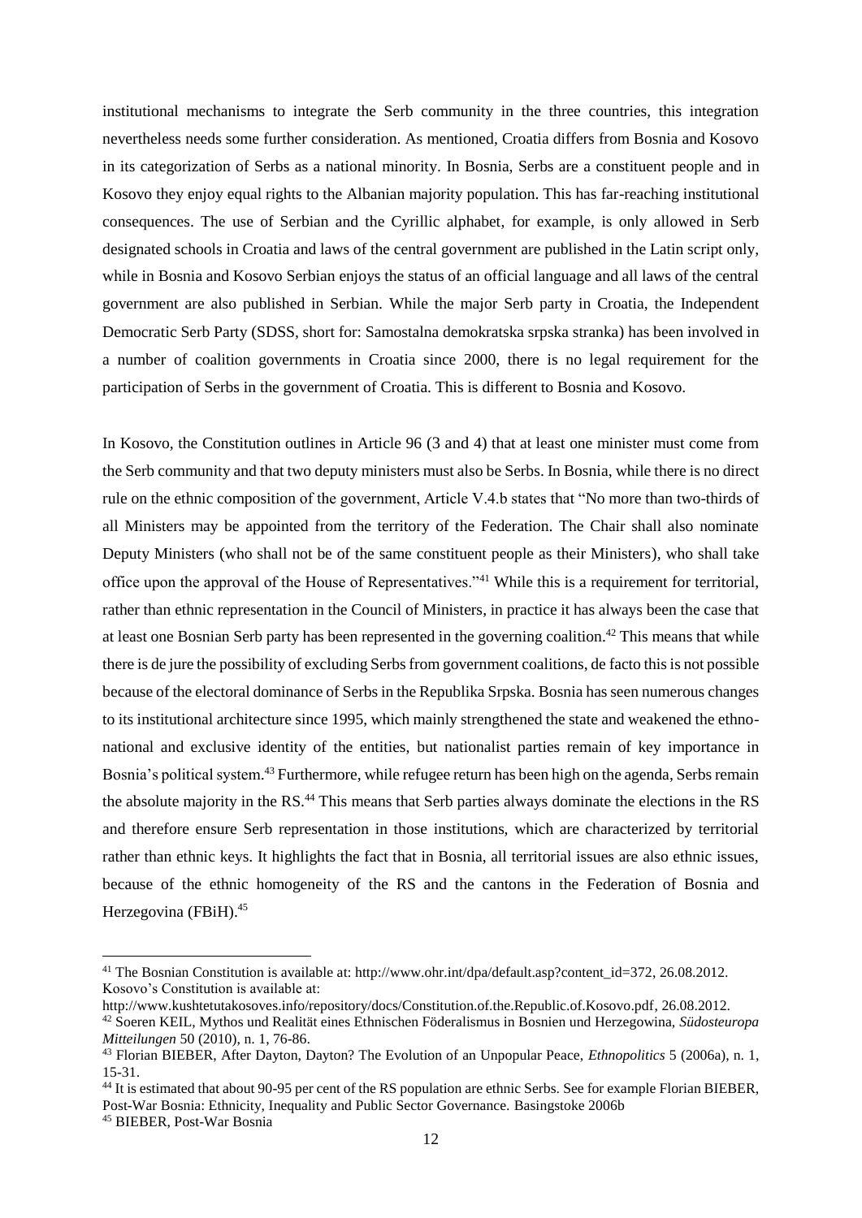institutional mechanisms to integrate the Serb community in the three countries, this integration nevertheless needs some further consideration. As mentioned, Croatia differs from Bosnia and Kosovo in its categorization of Serbs as a national minority. In Bosnia, Serbs are a constituent people and in Kosovo they enjoy equal rights to the Albanian majority population. This has far-reaching institutional consequences. The use of Serbian and the Cyrillic alphabet, for example, is only allowed in Serb designated schools in Croatia and laws of the central government are published in the Latin script only, while in Bosnia and Kosovo Serbian enjoys the status of an official language and all laws of the central government are also published in Serbian. While the major Serb party in Croatia, the Independent Democratic Serb Party (SDSS, short for: Samostalna demokratska srpska stranka) has been involved in a number of coalition governments in Croatia since 2000, there is no legal requirement for the participation of Serbs in the government of Croatia. This is different to Bosnia and Kosovo.

In Kosovo, the Constitution outlines in Article 96 (3 and 4) that at least one minister must come from the Serb community and that two deputy ministers must also be Serbs. In Bosnia, while there is no direct rule on the ethnic composition of the government, Article V.4.b states that "No more than two-thirds of all Ministers may be appointed from the territory of the Federation. The Chair shall also nominate Deputy Ministers (who shall not be of the same constituent people as their Ministers), who shall take office upon the approval of the House of Representatives."[41] While this is a requirement for territorial, rather than ethnic representation in the Council of Ministers, in practice it has always been the case that at least one Bosnian Serb party has been represented in the governing coalition.[42] This means that while there is de jure the possibility of excluding Serbs from government coalitions, de facto this is not possible because of the electoral dominance of Serbs in the Republika Srpska. Bosnia has seen numerous changes to its institutional architecture since 1995, which mainly strengthened the state and weakened the ethno-national and exclusive identity of the entities, but nationalist parties remain of key importance in Bosnia's political system.[43] Furthermore, while refugee return has been high on the agenda, Serbs remain the absolute majority in the RS.[44] This means that Serb parties always dominate the elections in the RS and therefore ensure Serb representation in those institutions, which are characterized by territorial rather than ethnic keys. It highlights the fact that in Bosnia, all territorial issues are also ethnic issues, because of the ethnic homogeneity of the RS and the cantons in the Federation of Bosnia and Herzegovina (FBiH).[45]

---

[41] The Bosnian Constitution is available at: http://www.ohr.int/dpa/default.asp?content_id=372, 26.08.2012. Kosovo's Constitution is available at: http://www.kushtetutakosoves.info/repository/docs/Constitution.of.the.Republic.of.Kosovo.pdf, 26.08.2012.

[42] Soeren KEIL, Mythos und Realität eines Ethnischen Föderalismus in Bosnien und Herzegowina, *Südosteuropa Mitteilungen* 50 (2010), n. 1, 76-86.

[43] Florian BIEBER, After Dayton, Dayton? The Evolution of an Unpopular Peace, *Ethnopolitics* 5 (2006a), n. 1, 15-31.

[44] It is estimated that about 90-95 per cent of the RS population are ethnic Serbs. See for example Florian BIEBER, Post-War Bosnia: Ethnicity, Inequality and Public Sector Governance. Basingstoke 2006b

[45] BIEBER, Post-War Bosnia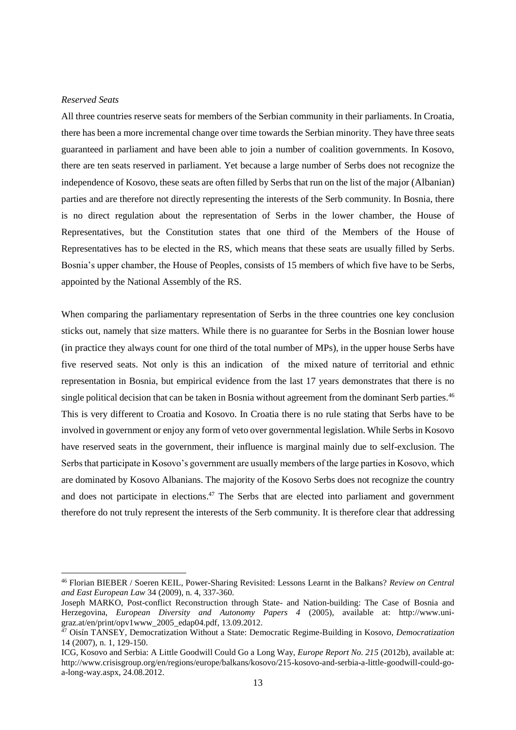*Reserved Seats*

All three countries reserve seats for members of the Serbian community in their parliaments. In Croatia, there has been a more incremental change over time towards the Serbian minority. They have three seats guaranteed in parliament and have been able to join a number of coalition governments. In Kosovo, there are ten seats reserved in parliament. Yet because a large number of Serbs does not recognize the independence of Kosovo, these seats are often filled by Serbs that run on the list of the major (Albanian) parties and are therefore not directly representing the interests of the Serb community. In Bosnia, there is no direct regulation about the representation of Serbs in the lower chamber, the House of Representatives, but the Constitution states that one third of the Members of the House of Representatives has to be elected in the RS, which means that these seats are usually filled by Serbs. Bosnia's upper chamber, the House of Peoples, consists of 15 members of which five have to be Serbs, appointed by the National Assembly of the RS.

When comparing the parliamentary representation of Serbs in the three countries one key conclusion sticks out, namely that size matters. While there is no guarantee for Serbs in the Bosnian lower house (in practice they always count for one third of the total number of MPs), in the upper house Serbs have five reserved seats. Not only is this an indication of the mixed nature of territorial and ethnic representation in Bosnia, but empirical evidence from the last 17 years demonstrates that there is no single political decision that can be taken in Bosnia without agreement from the dominant Serb parties.[46] This is very different to Croatia and Kosovo. In Croatia there is no rule stating that Serbs have to be involved in government or enjoy any form of veto over governmental legislation. While Serbs in Kosovo have reserved seats in the government, their influence is marginal mainly due to self-exclusion. The Serbs that participate in Kosovo's government are usually members of the large parties in Kosovo, which are dominated by Kosovo Albanians. The majority of the Kosovo Serbs does not recognize the country and does not participate in elections.[47] The Serbs that are elected into parliament and government therefore do not truly represent the interests of the Serb community. It is therefore clear that addressing

---

[46] Florian BIEBER / Soeren KEIL, Power-Sharing Revisited: Lessons Learnt in the Balkans? *Review on Central and East European Law* 34 (2009), n. 4, 337-360.
Joseph MARKO, Post-conflict Reconstruction through State- and Nation-building: The Case of Bosnia and Herzegovina, *European Diversity and Autonomy Papers 4* (2005), available at: http://www.uni-graz.at/en/print/opv1www_2005_edap04.pdf, 13.09.2012.

[47] Oisín TANSEY, Democratization Without a State: Democratic Regime-Building in Kosovo, *Democratization* 14 (2007), n. 1, 129-150.
ICG, Kosovo and Serbia: A Little Goodwill Could Go a Long Way, *Europe Report No. 215* (2012b), available at: http://www.crisisgroup.org/en/regions/europe/balkans/kosovo/215-kosovo-and-serbia-a-little-goodwill-could-go-a-long-way.aspx, 24.08.2012.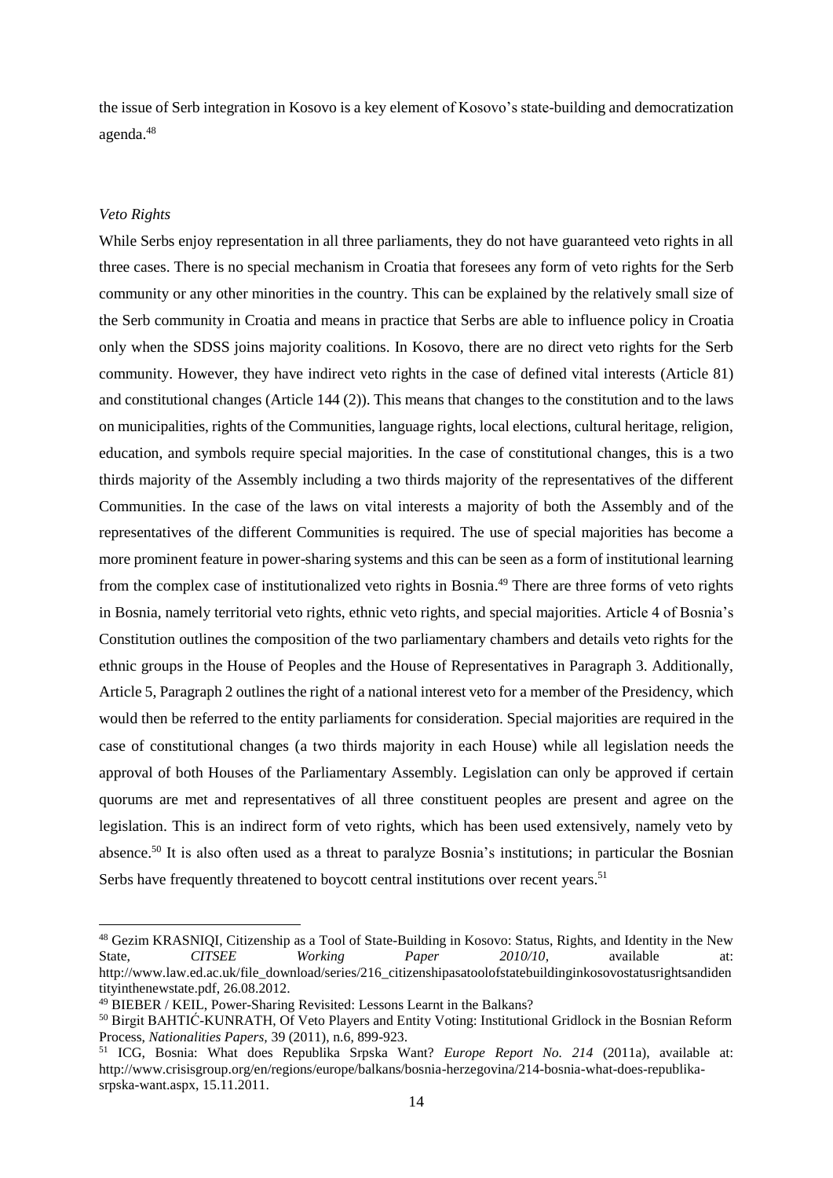the issue of Serb integration in Kosovo is a key element of Kosovo's state-building and democratization agenda.[48]

*Veto Rights*

While Serbs enjoy representation in all three parliaments, they do not have guaranteed veto rights in all three cases. There is no special mechanism in Croatia that foresees any form of veto rights for the Serb community or any other minorities in the country. This can be explained by the relatively small size of the Serb community in Croatia and means in practice that Serbs are able to influence policy in Croatia only when the SDSS joins majority coalitions. In Kosovo, there are no direct veto rights for the Serb community. However, they have indirect veto rights in the case of defined vital interests (Article 81) and constitutional changes (Article 144 (2)). This means that changes to the constitution and to the laws on municipalities, rights of the Communities, language rights, local elections, cultural heritage, religion, education, and symbols require special majorities. In the case of constitutional changes, this is a two thirds majority of the Assembly including a two thirds majority of the representatives of the different Communities. In the case of the laws on vital interests a majority of both the Assembly and of the representatives of the different Communities is required. The use of special majorities has become a more prominent feature in power-sharing systems and this can be seen as a form of institutional learning from the complex case of institutionalized veto rights in Bosnia.[49] There are three forms of veto rights in Bosnia, namely territorial veto rights, ethnic veto rights, and special majorities. Article 4 of Bosnia's Constitution outlines the composition of the two parliamentary chambers and details veto rights for the ethnic groups in the House of Peoples and the House of Representatives in Paragraph 3. Additionally, Article 5, Paragraph 2 outlines the right of a national interest veto for a member of the Presidency, which would then be referred to the entity parliaments for consideration. Special majorities are required in the case of constitutional changes (a two thirds majority in each House) while all legislation needs the approval of both Houses of the Parliamentary Assembly. Legislation can only be approved if certain quorums are met and representatives of all three constituent peoples are present and agree on the legislation. This is an indirect form of veto rights, which has been used extensively, namely veto by absence.[50] It is also often used as a threat to paralyze Bosnia's institutions; in particular the Bosnian Serbs have frequently threatened to boycott central institutions over recent years.[51]

---

[48] Gezim KRASNIQI, Citizenship as a Tool of State-Building in Kosovo: Status, Rights, and Identity in the New State, *CITSEE Working Paper 2010/10*, available at: http://www.law.ed.ac.uk/file_download/series/216_citizenshipasatoolofstatebuildinginkosovostatusrightsandidentityinthenewstate.pdf, 26.08.2012.

[49] BIEBER / KEIL, Power-Sharing Revisited: Lessons Learnt in the Balkans?

[50] Birgit BAHTIĆ-KUNRATH, Of Veto Players and Entity Voting: Institutional Gridlock in the Bosnian Reform Process, *Nationalities Papers*, 39 (2011), n.6, 899-923.

[51] ICG, Bosnia: What does Republika Srpska Want? *Europe Report No. 214* (2011a), available at: http://www.crisisgroup.org/en/regions/europe/balkans/bosnia-herzegovina/214-bosnia-what-does-republika-srpska-want.aspx, 15.11.2011.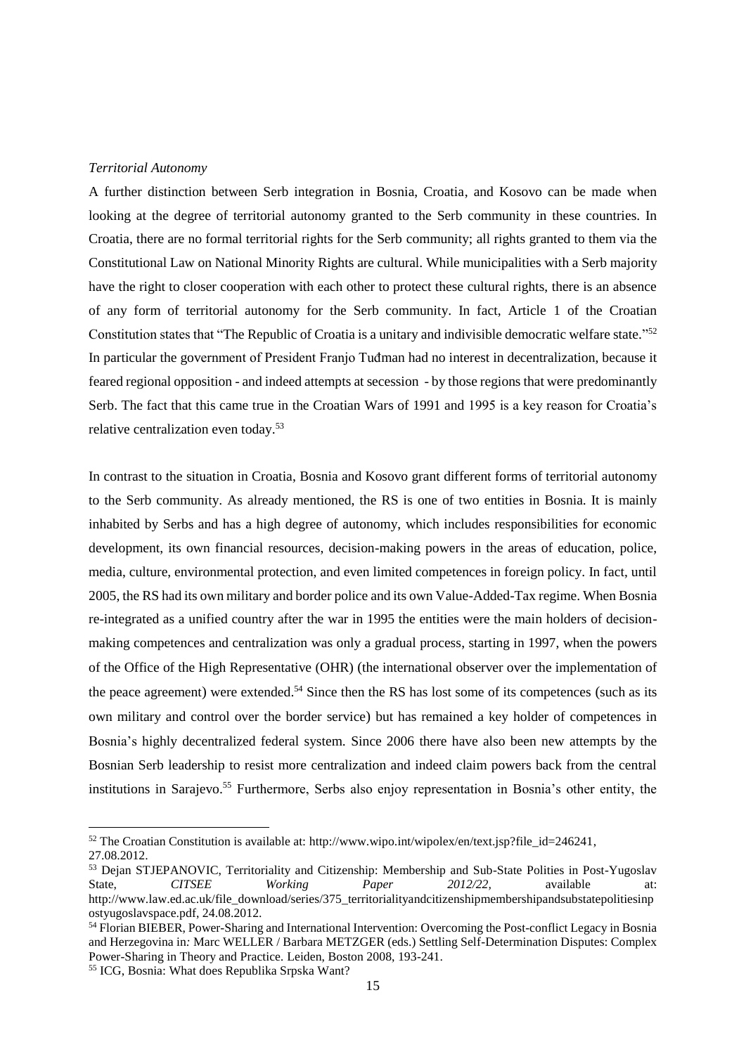*Territorial Autonomy*

A further distinction between Serb integration in Bosnia, Croatia, and Kosovo can be made when looking at the degree of territorial autonomy granted to the Serb community in these countries. In Croatia, there are no formal territorial rights for the Serb community; all rights granted to them via the Constitutional Law on National Minority Rights are cultural. While municipalities with a Serb majority have the right to closer cooperation with each other to protect these cultural rights, there is an absence of any form of territorial autonomy for the Serb community. In fact, Article 1 of the Croatian Constitution states that "The Republic of Croatia is a unitary and indivisible democratic welfare state."[52] In particular the government of President Franjo Tuđman had no interest in decentralization, because it feared regional opposition - and indeed attempts at secession - by those regions that were predominantly Serb. The fact that this came true in the Croatian Wars of 1991 and 1995 is a key reason for Croatia's relative centralization even today.[53]

In contrast to the situation in Croatia, Bosnia and Kosovo grant different forms of territorial autonomy to the Serb community. As already mentioned, the RS is one of two entities in Bosnia. It is mainly inhabited by Serbs and has a high degree of autonomy, which includes responsibilities for economic development, its own financial resources, decision-making powers in the areas of education, police, media, culture, environmental protection, and even limited competences in foreign policy. In fact, until 2005, the RS had its own military and border police and its own Value-Added-Tax regime. When Bosnia re-integrated as a unified country after the war in 1995 the entities were the main holders of decision-making competences and centralization was only a gradual process, starting in 1997, when the powers of the Office of the High Representative (OHR) (the international observer over the implementation of the peace agreement) were extended.[54] Since then the RS has lost some of its competences (such as its own military and control over the border service) but has remained a key holder of competences in Bosnia's highly decentralized federal system. Since 2006 there have also been new attempts by the Bosnian Serb leadership to resist more centralization and indeed claim powers back from the central institutions in Sarajevo.[55] Furthermore, Serbs also enjoy representation in Bosnia's other entity, the

---

[52] The Croatian Constitution is available at: http://www.wipo.int/wipolex/en/text.jsp?file_id=246241, 27.08.2012.

[53] Dejan STJEPANOVIC, Territoriality and Citizenship: Membership and Sub-State Polities in Post-Yugoslav State, *CITSEE Working Paper 2012/22*, available at: http://www.law.ed.ac.uk/file_download/series/375_territorialityandcitizenshipmembershipandsubstatepolitiesinpostyugoslavspace.pdf, 24.08.2012.

[54] Florian BIEBER, Power-Sharing and International Intervention: Overcoming the Post-conflict Legacy in Bosnia and Herzegovina in: Marc WELLER / Barbara METZGER (eds.) Settling Self-Determination Disputes: Complex Power-Sharing in Theory and Practice. Leiden, Boston 2008, 193-241.

[55] ICG, Bosnia: What does Republika Srpska Want?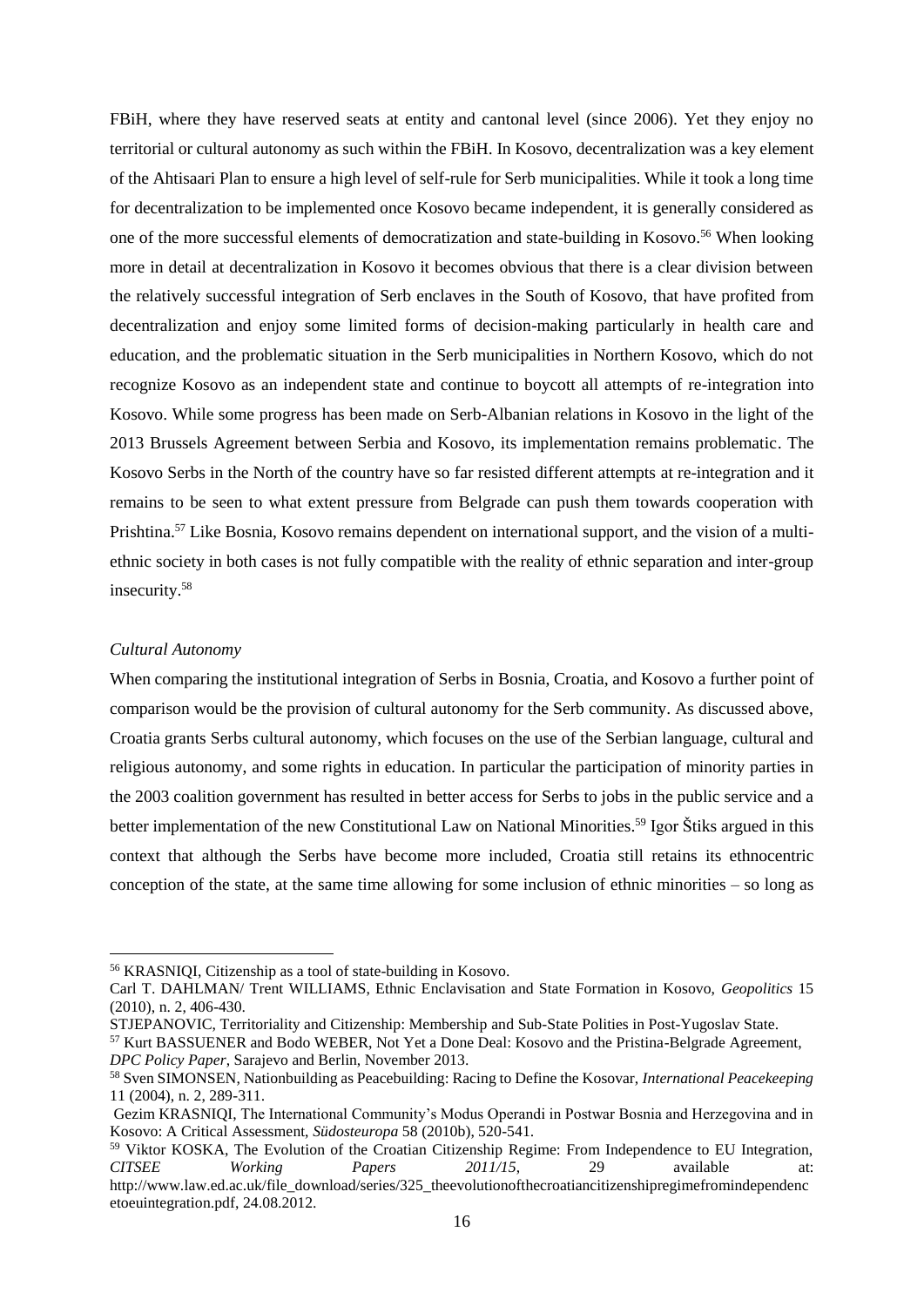FBiH, where they have reserved seats at entity and cantonal level (since 2006). Yet they enjoy no territorial or cultural autonomy as such within the FBiH. In Kosovo, decentralization was a key element of the Ahtisaari Plan to ensure a high level of self-rule for Serb municipalities. While it took a long time for decentralization to be implemented once Kosovo became independent, it is generally considered as one of the more successful elements of democratization and state-building in Kosovo.[56] When looking more in detail at decentralization in Kosovo it becomes obvious that there is a clear division between the relatively successful integration of Serb enclaves in the South of Kosovo, that have profited from decentralization and enjoy some limited forms of decision-making particularly in health care and education, and the problematic situation in the Serb municipalities in Northern Kosovo, which do not recognize Kosovo as an independent state and continue to boycott all attempts of re-integration into Kosovo. While some progress has been made on Serb-Albanian relations in Kosovo in the light of the 2013 Brussels Agreement between Serbia and Kosovo, its implementation remains problematic. The Kosovo Serbs in the North of the country have so far resisted different attempts at re-integration and it remains to be seen to what extent pressure from Belgrade can push them towards cooperation with Prishtina.[57] Like Bosnia, Kosovo remains dependent on international support, and the vision of a multi-ethnic society in both cases is not fully compatible with the reality of ethnic separation and inter-group insecurity.[58]

*Cultural Autonomy*

When comparing the institutional integration of Serbs in Bosnia, Croatia, and Kosovo a further point of comparison would be the provision of cultural autonomy for the Serb community. As discussed above, Croatia grants Serbs cultural autonomy, which focuses on the use of the Serbian language, cultural and religious autonomy, and some rights in education. In particular the participation of minority parties in the 2003 coalition government has resulted in better access for Serbs to jobs in the public service and a better implementation of the new Constitutional Law on National Minorities.[59] Igor Štiks argued in this context that although the Serbs have become more included, Croatia still retains its ethnocentric conception of the state, at the same time allowing for some inclusion of ethnic minorities – so long as

---

[56] KRASNIQI, Citizenship as a tool of state-building in Kosovo.

Carl T. DAHLMAN/ Trent WILLIAMS, Ethnic Enclavisation and State Formation in Kosovo, *Geopolitics* 15 (2010), n. 2, 406-430.

STJEPANOVIC, Territoriality and Citizenship: Membership and Sub-State Polities in Post-Yugoslav State.

[57] Kurt BASSUENER and Bodo WEBER, Not Yet a Done Deal: Kosovo and the Pristina-Belgrade Agreement, *DPC Policy Paper*, Sarajevo and Berlin, November 2013.

[58] Sven SIMONSEN, Nationbuilding as Peacebuilding: Racing to Define the Kosovar, *International Peacekeeping* 11 (2004), n. 2, 289-311.

Gezim KRASNIQI, The International Community's Modus Operandi in Postwar Bosnia and Herzegovina and in Kosovo: A Critical Assessment, *Südosteuropa* 58 (2010b), 520-541.

[59] Viktor KOSKA, The Evolution of the Croatian Citizenship Regime: From Independence to EU Integration, *CITSEE Working Papers 2011/15*, 29 available at: http://www.law.ed.ac.uk/file_download/series/325_theevolutionofthecroatiancitizenshipregimefromindependencetoeuintegration.pdf, 24.08.2012.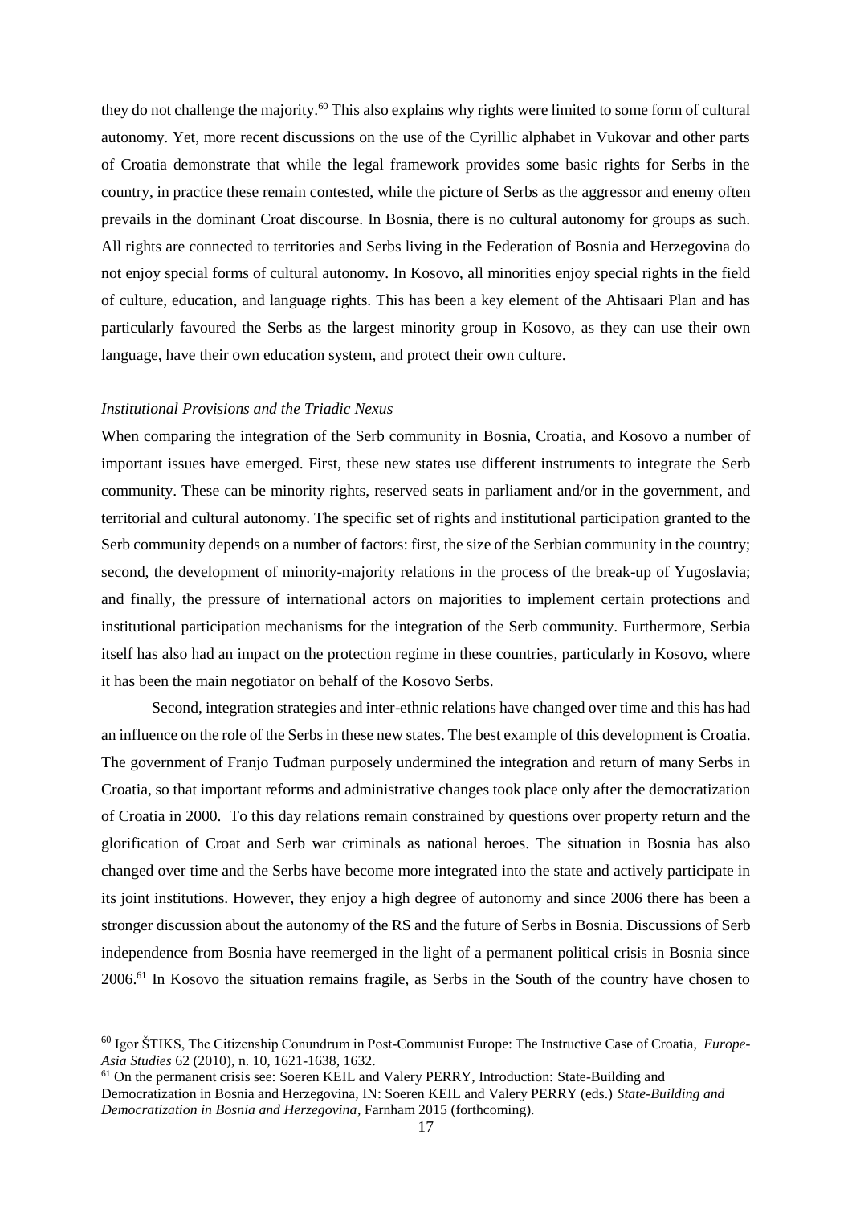they do not challenge the majority.[60] This also explains why rights were limited to some form of cultural autonomy. Yet, more recent discussions on the use of the Cyrillic alphabet in Vukovar and other parts of Croatia demonstrate that while the legal framework provides some basic rights for Serbs in the country, in practice these remain contested, while the picture of Serbs as the aggressor and enemy often prevails in the dominant Croat discourse. In Bosnia, there is no cultural autonomy for groups as such. All rights are connected to territories and Serbs living in the Federation of Bosnia and Herzegovina do not enjoy special forms of cultural autonomy. In Kosovo, all minorities enjoy special rights in the field of culture, education, and language rights. This has been a key element of the Ahtisaari Plan and has particularly favoured the Serbs as the largest minority group in Kosovo, as they can use their own language, have their own education system, and protect their own culture.

*Institutional Provisions and the Triadic Nexus*

When comparing the integration of the Serb community in Bosnia, Croatia, and Kosovo a number of important issues have emerged. First, these new states use different instruments to integrate the Serb community. These can be minority rights, reserved seats in parliament and/or in the government, and territorial and cultural autonomy. The specific set of rights and institutional participation granted to the Serb community depends on a number of factors: first, the size of the Serbian community in the country; second, the development of minority-majority relations in the process of the break-up of Yugoslavia; and finally, the pressure of international actors on majorities to implement certain protections and institutional participation mechanisms for the integration of the Serb community. Furthermore, Serbia itself has also had an impact on the protection regime in these countries, particularly in Kosovo, where it has been the main negotiator on behalf of the Kosovo Serbs.

Second, integration strategies and inter-ethnic relations have changed over time and this has had an influence on the role of the Serbs in these new states. The best example of this development is Croatia. The government of Franjo Tuđman purposely undermined the integration and return of many Serbs in Croatia, so that important reforms and administrative changes took place only after the democratization of Croatia in 2000. To this day relations remain constrained by questions over property return and the glorification of Croat and Serb war criminals as national heroes. The situation in Bosnia has also changed over time and the Serbs have become more integrated into the state and actively participate in its joint institutions. However, they enjoy a high degree of autonomy and since 2006 there has been a stronger discussion about the autonomy of the RS and the future of Serbs in Bosnia. Discussions of Serb independence from Bosnia have reemerged in the light of a permanent political crisis in Bosnia since 2006.[61] In Kosovo the situation remains fragile, as Serbs in the South of the country have chosen to

[60] Igor ŠTIKS, The Citizenship Conundrum in Post-Communist Europe: The Instructive Case of Croatia, *Europe-Asia Studies* 62 (2010), n. 10, 1621-1638, 1632.

[61] On the permanent crisis see: Soeren KEIL and Valery PERRY, Introduction: State-Building and Democratization in Bosnia and Herzegovina, IN: Soeren KEIL and Valery PERRY (eds.) *State-Building and Democratization in Bosnia and Herzegovina*, Farnham 2015 (forthcoming).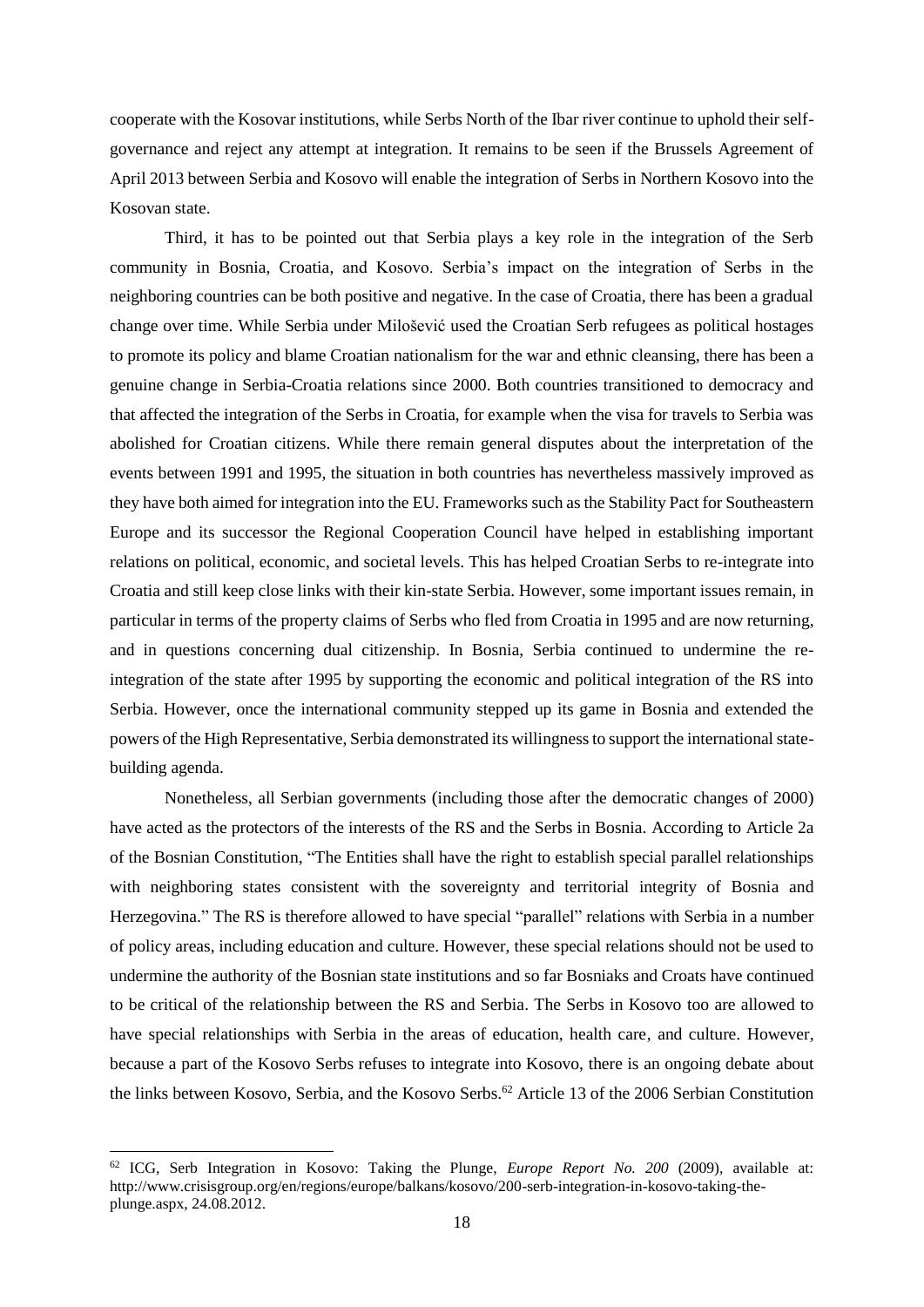cooperate with the Kosovar institutions, while Serbs North of the Ibar river continue to uphold their self-governance and reject any attempt at integration. It remains to be seen if the Brussels Agreement of April 2013 between Serbia and Kosovo will enable the integration of Serbs in Northern Kosovo into the Kosovan state.

Third, it has to be pointed out that Serbia plays a key role in the integration of the Serb community in Bosnia, Croatia, and Kosovo. Serbia's impact on the integration of Serbs in the neighboring countries can be both positive and negative. In the case of Croatia, there has been a gradual change over time. While Serbia under Milošević used the Croatian Serb refugees as political hostages to promote its policy and blame Croatian nationalism for the war and ethnic cleansing, there has been a genuine change in Serbia-Croatia relations since 2000. Both countries transitioned to democracy and that affected the integration of the Serbs in Croatia, for example when the visa for travels to Serbia was abolished for Croatian citizens. While there remain general disputes about the interpretation of the events between 1991 and 1995, the situation in both countries has nevertheless massively improved as they have both aimed for integration into the EU. Frameworks such as the Stability Pact for Southeastern Europe and its successor the Regional Cooperation Council have helped in establishing important relations on political, economic, and societal levels. This has helped Croatian Serbs to re-integrate into Croatia and still keep close links with their kin-state Serbia. However, some important issues remain, in particular in terms of the property claims of Serbs who fled from Croatia in 1995 and are now returning, and in questions concerning dual citizenship. In Bosnia, Serbia continued to undermine the re-integration of the state after 1995 by supporting the economic and political integration of the RS into Serbia. However, once the international community stepped up its game in Bosnia and extended the powers of the High Representative, Serbia demonstrated its willingness to support the international state-building agenda.

Nonetheless, all Serbian governments (including those after the democratic changes of 2000) have acted as the protectors of the interests of the RS and the Serbs in Bosnia. According to Article 2a of the Bosnian Constitution, "The Entities shall have the right to establish special parallel relationships with neighboring states consistent with the sovereignty and territorial integrity of Bosnia and Herzegovina." The RS is therefore allowed to have special "parallel" relations with Serbia in a number of policy areas, including education and culture. However, these special relations should not be used to undermine the authority of the Bosnian state institutions and so far Bosniaks and Croats have continued to be critical of the relationship between the RS and Serbia. The Serbs in Kosovo too are allowed to have special relationships with Serbia in the areas of education, health care, and culture. However, because a part of the Kosovo Serbs refuses to integrate into Kosovo, there is an ongoing debate about the links between Kosovo, Serbia, and the Kosovo Serbs.[62] Article 13 of the 2006 Serbian Constitution

---

[62] ICG, Serb Integration in Kosovo: Taking the Plunge, *Europe Report No. 200* (2009), available at: http://www.crisisgroup.org/en/regions/europe/balkans/kosovo/200-serb-integration-in-kosovo-taking-the-plunge.aspx, 24.08.2012.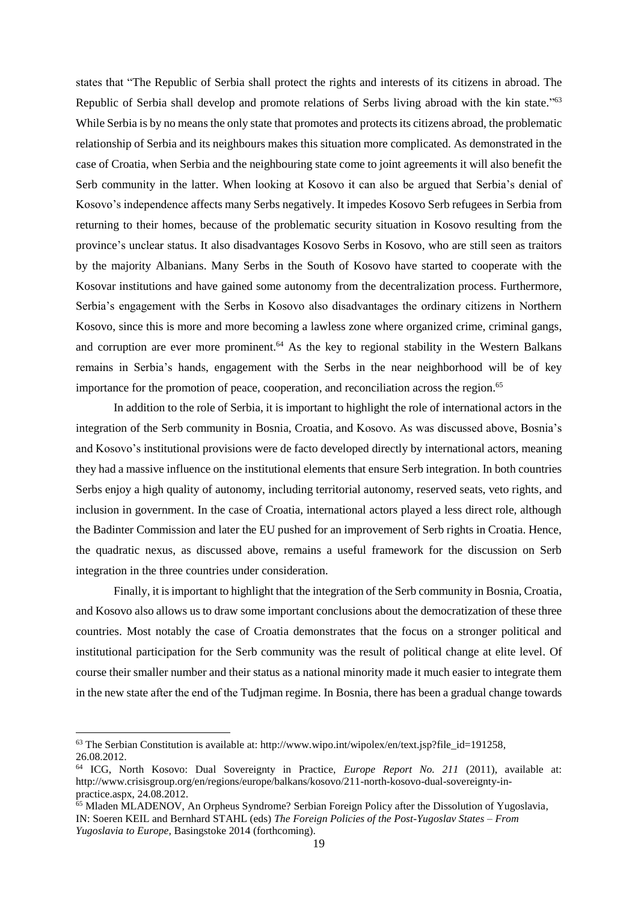states that "The Republic of Serbia shall protect the rights and interests of its citizens in abroad. The Republic of Serbia shall develop and promote relations of Serbs living abroad with the kin state."[63] While Serbia is by no means the only state that promotes and protects its citizens abroad, the problematic relationship of Serbia and its neighbours makes this situation more complicated. As demonstrated in the case of Croatia, when Serbia and the neighbouring state come to joint agreements it will also benefit the Serb community in the latter. When looking at Kosovo it can also be argued that Serbia's denial of Kosovo's independence affects many Serbs negatively. It impedes Kosovo Serb refugees in Serbia from returning to their homes, because of the problematic security situation in Kosovo resulting from the province's unclear status. It also disadvantages Kosovo Serbs in Kosovo, who are still seen as traitors by the majority Albanians. Many Serbs in the South of Kosovo have started to cooperate with the Kosovar institutions and have gained some autonomy from the decentralization process. Furthermore, Serbia's engagement with the Serbs in Kosovo also disadvantages the ordinary citizens in Northern Kosovo, since this is more and more becoming a lawless zone where organized crime, criminal gangs, and corruption are ever more prominent.[64] As the key to regional stability in the Western Balkans remains in Serbia's hands, engagement with the Serbs in the near neighborhood will be of key importance for the promotion of peace, cooperation, and reconciliation across the region.[65]

In addition to the role of Serbia, it is important to highlight the role of international actors in the integration of the Serb community in Bosnia, Croatia, and Kosovo. As was discussed above, Bosnia's and Kosovo's institutional provisions were de facto developed directly by international actors, meaning they had a massive influence on the institutional elements that ensure Serb integration. In both countries Serbs enjoy a high quality of autonomy, including territorial autonomy, reserved seats, veto rights, and inclusion in government. In the case of Croatia, international actors played a less direct role, although the Badinter Commission and later the EU pushed for an improvement of Serb rights in Croatia. Hence, the quadratic nexus, as discussed above, remains a useful framework for the discussion on Serb integration in the three countries under consideration.

Finally, it is important to highlight that the integration of the Serb community in Bosnia, Croatia, and Kosovo also allows us to draw some important conclusions about the democratization of these three countries. Most notably the case of Croatia demonstrates that the focus on a stronger political and institutional participation for the Serb community was the result of political change at elite level. Of course their smaller number and their status as a national minority made it much easier to integrate them in the new state after the end of the Tuđman regime. In Bosnia, there has been a gradual change towards

---

[63] The Serbian Constitution is available at: http://www.wipo.int/wipolex/en/text.jsp?file_id=191258, 26.08.2012.

[64] ICG, North Kosovo: Dual Sovereignty in Practice, *Europe Report No. 211* (2011), available at: http://www.crisisgroup.org/en/regions/europe/balkans/kosovo/211-north-kosovo-dual-sovereignty-in-practice.aspx, 24.08.2012.

[65] Mladen MLADENOV, An Orpheus Syndrome? Serbian Foreign Policy after the Dissolution of Yugoslavia, IN: Soeren KEIL and Bernhard STAHL (eds) *The Foreign Policies of the Post-Yugoslav States – From Yugoslavia to Europe*, Basingstoke 2014 (forthcoming).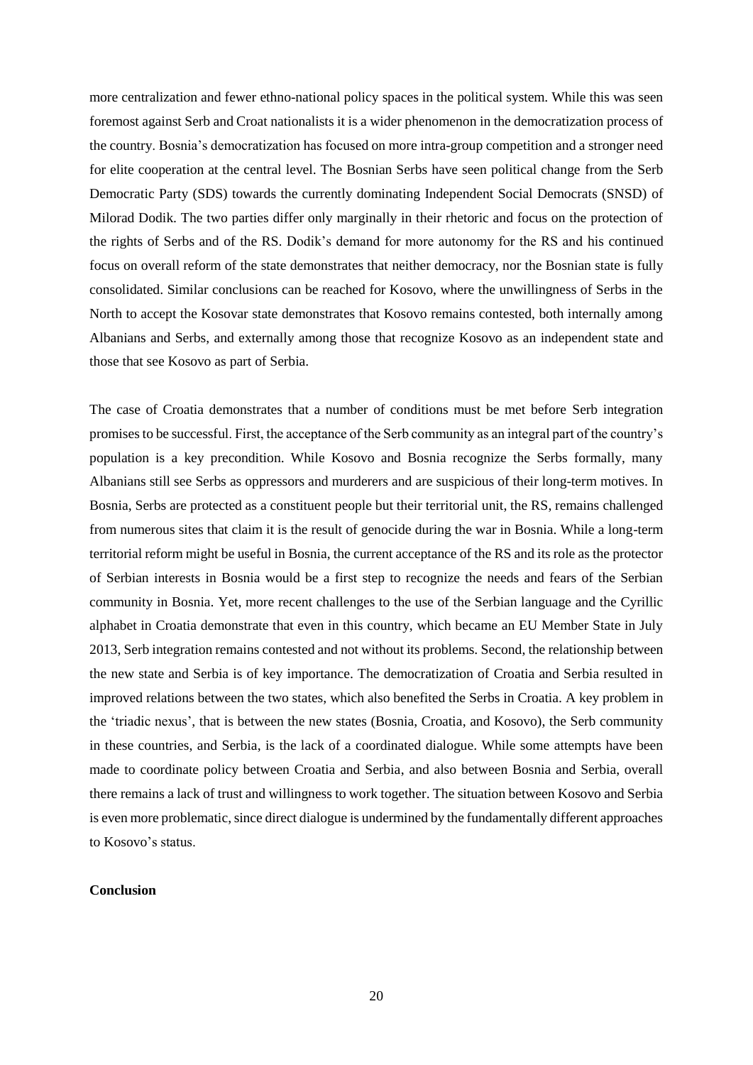more centralization and fewer ethno-national policy spaces in the political system. While this was seen foremost against Serb and Croat nationalists it is a wider phenomenon in the democratization process of the country. Bosnia's democratization has focused on more intra-group competition and a stronger need for elite cooperation at the central level. The Bosnian Serbs have seen political change from the Serb Democratic Party (SDS) towards the currently dominating Independent Social Democrats (SNSD) of Milorad Dodik. The two parties differ only marginally in their rhetoric and focus on the protection of the rights of Serbs and of the RS. Dodik's demand for more autonomy for the RS and his continued focus on overall reform of the state demonstrates that neither democracy, nor the Bosnian state is fully consolidated. Similar conclusions can be reached for Kosovo, where the unwillingness of Serbs in the North to accept the Kosovar state demonstrates that Kosovo remains contested, both internally among Albanians and Serbs, and externally among those that recognize Kosovo as an independent state and those that see Kosovo as part of Serbia.

The case of Croatia demonstrates that a number of conditions must be met before Serb integration promises to be successful. First, the acceptance of the Serb community as an integral part of the country's population is a key precondition. While Kosovo and Bosnia recognize the Serbs formally, many Albanians still see Serbs as oppressors and murderers and are suspicious of their long-term motives. In Bosnia, Serbs are protected as a constituent people but their territorial unit, the RS, remains challenged from numerous sites that claim it is the result of genocide during the war in Bosnia. While a long-term territorial reform might be useful in Bosnia, the current acceptance of the RS and its role as the protector of Serbian interests in Bosnia would be a first step to recognize the needs and fears of the Serbian community in Bosnia. Yet, more recent challenges to the use of the Serbian language and the Cyrillic alphabet in Croatia demonstrate that even in this country, which became an EU Member State in July 2013, Serb integration remains contested and not without its problems. Second, the relationship between the new state and Serbia is of key importance. The democratization of Croatia and Serbia resulted in improved relations between the two states, which also benefited the Serbs in Croatia. A key problem in the 'triadic nexus', that is between the new states (Bosnia, Croatia, and Kosovo), the Serb community in these countries, and Serbia, is the lack of a coordinated dialogue. While some attempts have been made to coordinate policy between Croatia and Serbia, and also between Bosnia and Serbia, overall there remains a lack of trust and willingness to work together. The situation between Kosovo and Serbia is even more problematic, since direct dialogue is undermined by the fundamentally different approaches to Kosovo's status.

## Conclusion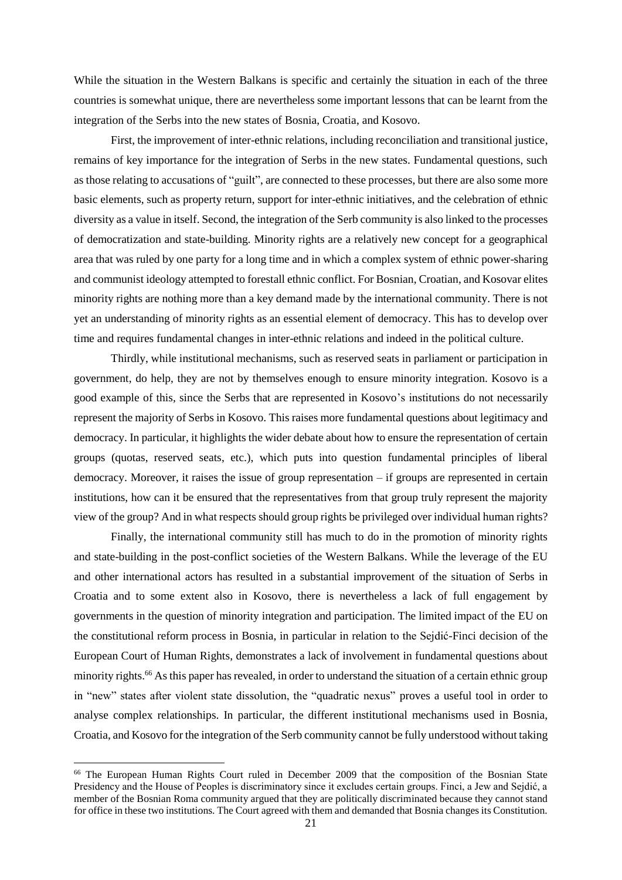While the situation in the Western Balkans is specific and certainly the situation in each of the three countries is somewhat unique, there are nevertheless some important lessons that can be learnt from the integration of the Serbs into the new states of Bosnia, Croatia, and Kosovo.

First, the improvement of inter-ethnic relations, including reconciliation and transitional justice, remains of key importance for the integration of Serbs in the new states. Fundamental questions, such as those relating to accusations of "guilt", are connected to these processes, but there are also some more basic elements, such as property return, support for inter-ethnic initiatives, and the celebration of ethnic diversity as a value in itself. Second, the integration of the Serb community is also linked to the processes of democratization and state-building. Minority rights are a relatively new concept for a geographical area that was ruled by one party for a long time and in which a complex system of ethnic power-sharing and communist ideology attempted to forestall ethnic conflict. For Bosnian, Croatian, and Kosovar elites minority rights are nothing more than a key demand made by the international community. There is not yet an understanding of minority rights as an essential element of democracy. This has to develop over time and requires fundamental changes in inter-ethnic relations and indeed in the political culture.

Thirdly, while institutional mechanisms, such as reserved seats in parliament or participation in government, do help, they are not by themselves enough to ensure minority integration. Kosovo is a good example of this, since the Serbs that are represented in Kosovo's institutions do not necessarily represent the majority of Serbs in Kosovo. This raises more fundamental questions about legitimacy and democracy. In particular, it highlights the wider debate about how to ensure the representation of certain groups (quotas, reserved seats, etc.), which puts into question fundamental principles of liberal democracy. Moreover, it raises the issue of group representation – if groups are represented in certain institutions, how can it be ensured that the representatives from that group truly represent the majority view of the group? And in what respects should group rights be privileged over individual human rights?

Finally, the international community still has much to do in the promotion of minority rights and state-building in the post-conflict societies of the Western Balkans. While the leverage of the EU and other international actors has resulted in a substantial improvement of the situation of Serbs in Croatia and to some extent also in Kosovo, there is nevertheless a lack of full engagement by governments in the question of minority integration and participation. The limited impact of the EU on the constitutional reform process in Bosnia, in particular in relation to the Sejdić-Finci decision of the European Court of Human Rights, demonstrates a lack of involvement in fundamental questions about minority rights.[66] As this paper has revealed, in order to understand the situation of a certain ethnic group in "new" states after violent state dissolution, the "quadratic nexus" proves a useful tool in order to analyse complex relationships. In particular, the different institutional mechanisms used in Bosnia, Croatia, and Kosovo for the integration of the Serb community cannot be fully understood without taking

[66] The European Human Rights Court ruled in December 2009 that the composition of the Bosnian State Presidency and the House of Peoples is discriminatory since it excludes certain groups. Finci, a Jew and Sejdić, a member of the Bosnian Roma community argued that they are politically discriminated because they cannot stand for office in these two institutions. The Court agreed with them and demanded that Bosnia changes its Constitution.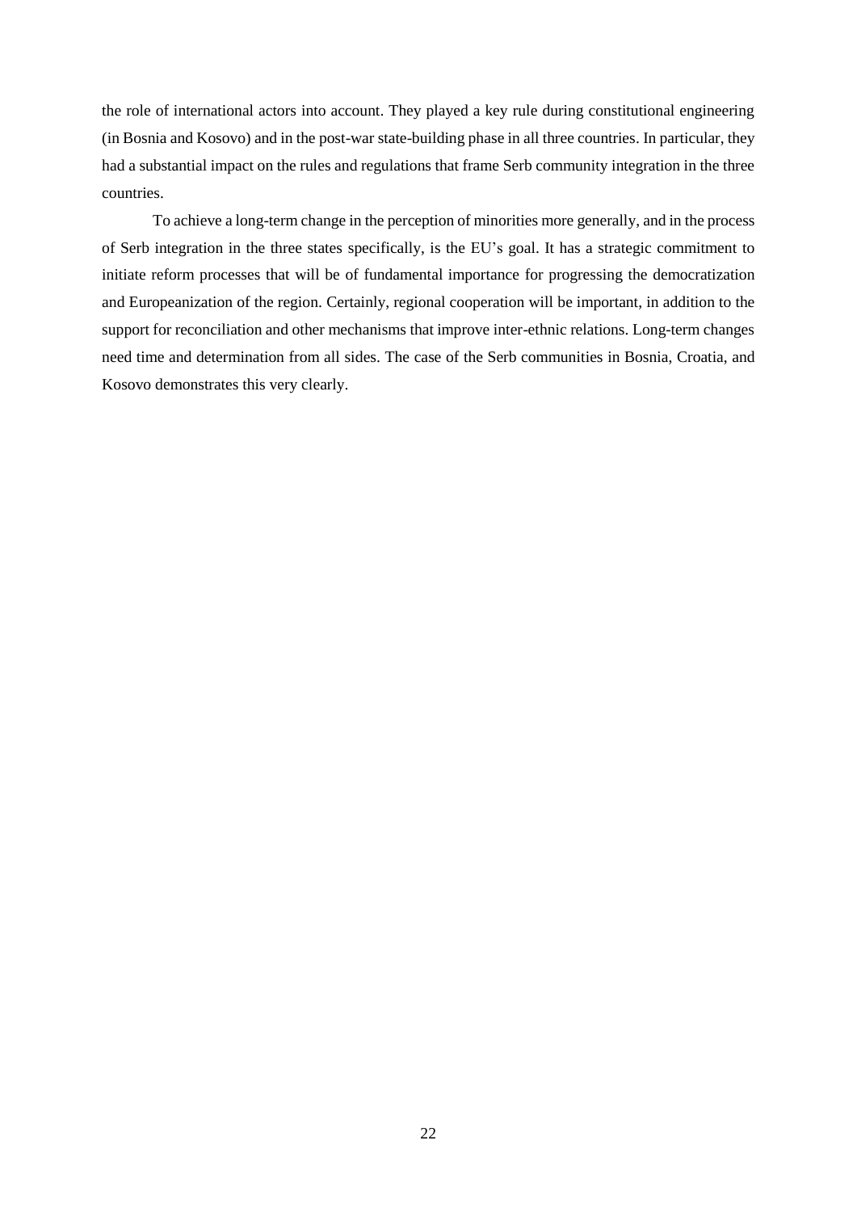the role of international actors into account. They played a key rule during constitutional engineering (in Bosnia and Kosovo) and in the post-war state-building phase in all three countries. In particular, they had a substantial impact on the rules and regulations that frame Serb community integration in the three countries.

To achieve a long-term change in the perception of minorities more generally, and in the process of Serb integration in the three states specifically, is the EU's goal. It has a strategic commitment to initiate reform processes that will be of fundamental importance for progressing the democratization and Europeanization of the region. Certainly, regional cooperation will be important, in addition to the support for reconciliation and other mechanisms that improve inter-ethnic relations. Long-term changes need time and determination from all sides. The case of the Serb communities in Bosnia, Croatia, and Kosovo demonstrates this very clearly.